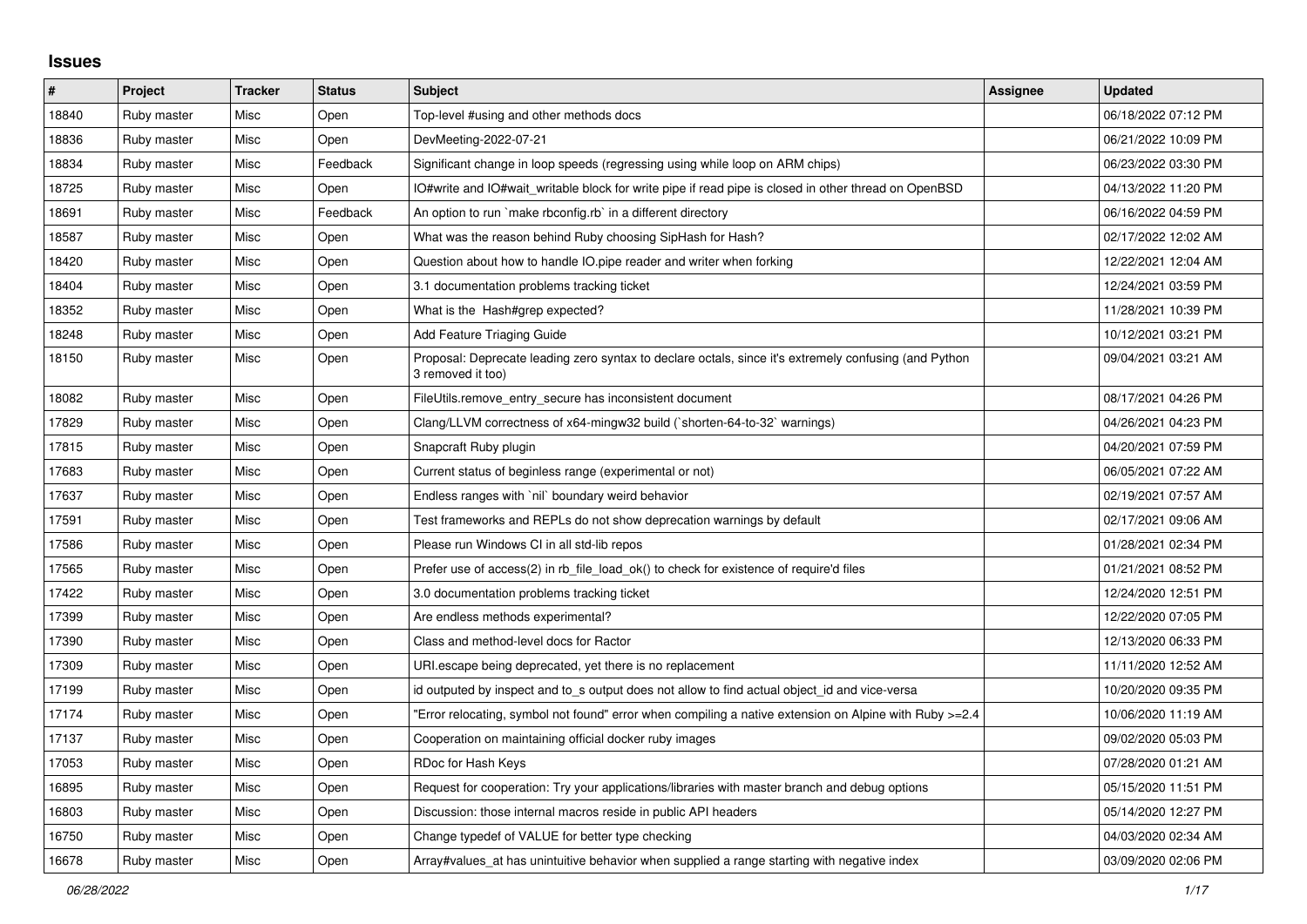## Issues

| # | Project | Tracker | Status | Subject | Assignee | Updated |
|---|---|---|---|---|---|---|
| 18840 | Ruby master | Misc | Open | Top-level #using and other methods docs | | 06/18/2022 07:12 PM |
| 18836 | Ruby master | Misc | Open | DevMeeting-2022-07-21 | | 06/21/2022 10:09 PM |
| 18834 | Ruby master | Misc | Feedback | Significant change in loop speeds (regressing using while loop on ARM chips) | | 06/23/2022 03:30 PM |
| 18725 | Ruby master | Misc | Open | IO#write and IO#wait_writable block for write pipe if read pipe is closed in other thread on OpenBSD | | 04/13/2022 11:20 PM |
| 18691 | Ruby master | Misc | Feedback | An option to run `make rbconfig.rb` in a different directory | | 06/16/2022 04:59 PM |
| 18587 | Ruby master | Misc | Open | What was the reason behind Ruby choosing SipHash for Hash? | | 02/17/2022 12:02 AM |
| 18420 | Ruby master | Misc | Open | Question about how to handle IO.pipe reader and writer when forking | | 12/22/2021 12:04 AM |
| 18404 | Ruby master | Misc | Open | 3.1 documentation problems tracking ticket | | 12/24/2021 03:59 PM |
| 18352 | Ruby master | Misc | Open | What is the Hash#grep expected? | | 11/28/2021 10:39 PM |
| 18248 | Ruby master | Misc | Open | Add Feature Triaging Guide | | 10/12/2021 03:21 PM |
| 18150 | Ruby master | Misc | Open | Proposal: Deprecate leading zero syntax to declare octals, since it's extremely confusing (and Python 3 removed it too) | | 09/04/2021 03:21 AM |
| 18082 | Ruby master | Misc | Open | FileUtils.remove_entry_secure has inconsistent document | | 08/17/2021 04:26 PM |
| 17829 | Ruby master | Misc | Open | Clang/LLVM correctness of x64-mingw32 build (`shorten-64-to-32` warnings) | | 04/26/2021 04:23 PM |
| 17815 | Ruby master | Misc | Open | Snapcraft Ruby plugin | | 04/20/2021 07:59 PM |
| 17683 | Ruby master | Misc | Open | Current status of beginless range (experimental or not) | | 06/05/2021 07:22 AM |
| 17637 | Ruby master | Misc | Open | Endless ranges with `nil` boundary weird behavior | | 02/19/2021 07:57 AM |
| 17591 | Ruby master | Misc | Open | Test frameworks and REPLs do not show deprecation warnings by default | | 02/17/2021 09:06 AM |
| 17586 | Ruby master | Misc | Open | Please run Windows CI in all std-lib repos | | 01/28/2021 02:34 PM |
| 17565 | Ruby master | Misc | Open | Prefer use of access(2) in rb_file_load_ok() to check for existence of require'd files | | 01/21/2021 08:52 PM |
| 17422 | Ruby master | Misc | Open | 3.0 documentation problems tracking ticket | | 12/24/2020 12:51 PM |
| 17399 | Ruby master | Misc | Open | Are endless methods experimental? | | 12/22/2020 07:05 PM |
| 17390 | Ruby master | Misc | Open | Class and method-level docs for Ractor | | 12/13/2020 06:33 PM |
| 17309 | Ruby master | Misc | Open | URI.escape being deprecated, yet there is no replacement | | 11/11/2020 12:52 AM |
| 17199 | Ruby master | Misc | Open | id outputed by inspect and to_s output does not allow to find actual object_id and vice-versa | | 10/20/2020 09:35 PM |
| 17174 | Ruby master | Misc | Open | "Error relocating, symbol not found" error when compiling a native extension on Alpine with Ruby >=2.4 | | 10/06/2020 11:19 AM |
| 17137 | Ruby master | Misc | Open | Cooperation on maintaining official docker ruby images | | 09/02/2020 05:03 PM |
| 17053 | Ruby master | Misc | Open | RDoc for Hash Keys | | 07/28/2020 01:21 AM |
| 16895 | Ruby master | Misc | Open | Request for cooperation: Try your applications/libraries with master branch and debug options | | 05/15/2020 11:51 PM |
| 16803 | Ruby master | Misc | Open | Discussion: those internal macros reside in public API headers | | 05/14/2020 12:27 PM |
| 16750 | Ruby master | Misc | Open | Change typedef of VALUE for better type checking | | 04/03/2020 02:34 AM |
| 16678 | Ruby master | Misc | Open | Array#values_at has unintuitive behavior when supplied a range starting with negative index | | 03/09/2020 02:06 PM |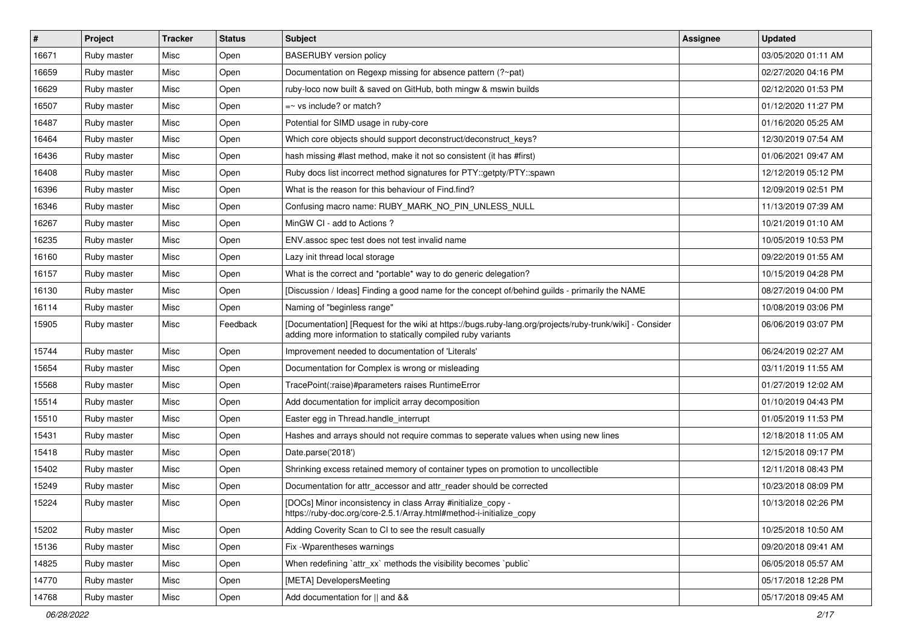| # | Project | Tracker | Status | Subject | Assignee | Updated |
|---|---|---|---|---|---|---|
| 16671 | Ruby master | Misc | Open | BASERUBY version policy | | 03/05/2020 01:11 AM |
| 16659 | Ruby master | Misc | Open | Documentation on Regexp missing for absence pattern (?~pat) | | 02/27/2020 04:16 PM |
| 16629 | Ruby master | Misc | Open | ruby-loco now built & saved on GitHub, both mingw & mswin builds | | 02/12/2020 01:53 PM |
| 16507 | Ruby master | Misc | Open | =~ vs include? or match? | | 01/12/2020 11:27 PM |
| 16487 | Ruby master | Misc | Open | Potential for SIMD usage in ruby-core | | 01/16/2020 05:25 AM |
| 16464 | Ruby master | Misc | Open | Which core objects should support deconstruct/deconstruct_keys? | | 12/30/2019 07:54 AM |
| 16436 | Ruby master | Misc | Open | hash missing #last method, make it not so consistent (it has #first) | | 01/06/2021 09:47 AM |
| 16408 | Ruby master | Misc | Open | Ruby docs list incorrect method signatures for PTY::getpty/PTY::spawn | | 12/12/2019 05:12 PM |
| 16396 | Ruby master | Misc | Open | What is the reason for this behaviour of Find.find? | | 12/09/2019 02:51 PM |
| 16346 | Ruby master | Misc | Open | Confusing macro name: RUBY_MARK_NO_PIN_UNLESS_NULL | | 11/13/2019 07:39 AM |
| 16267 | Ruby master | Misc | Open | MinGW CI - add to Actions ? | | 10/21/2019 01:10 AM |
| 16235 | Ruby master | Misc | Open | ENV.assoc spec test does not test invalid name | | 10/05/2019 10:53 PM |
| 16160 | Ruby master | Misc | Open | Lazy init thread local storage | | 09/22/2019 01:55 AM |
| 16157 | Ruby master | Misc | Open | What is the correct and *portable* way to do generic delegation? | | 10/15/2019 04:28 PM |
| 16130 | Ruby master | Misc | Open | [Discussion / Ideas] Finding a good name for the concept of/behind guilds - primarily the NAME | | 08/27/2019 04:00 PM |
| 16114 | Ruby master | Misc | Open | Naming of "beginless range" | | 10/08/2019 03:06 PM |
| 15905 | Ruby master | Misc | Feedback | [Documentation] [Request for the wiki at https://bugs.ruby-lang.org/projects/ruby-trunk/wiki] - Consider adding more information to statically compiled ruby variants | | 06/06/2019 03:07 PM |
| 15744 | Ruby master | Misc | Open | Improvement needed to documentation of 'Literals' | | 06/24/2019 02:27 AM |
| 15654 | Ruby master | Misc | Open | Documentation for Complex is wrong or misleading | | 03/11/2019 11:55 AM |
| 15568 | Ruby master | Misc | Open | TracePoint(:raise)#parameters raises RuntimeError | | 01/27/2019 12:02 AM |
| 15514 | Ruby master | Misc | Open | Add documentation for implicit array decomposition | | 01/10/2019 04:43 PM |
| 15510 | Ruby master | Misc | Open | Easter egg in Thread.handle_interrupt | | 01/05/2019 11:53 PM |
| 15431 | Ruby master | Misc | Open | Hashes and arrays should not require commas to seperate values when using new lines | | 12/18/2018 11:05 AM |
| 15418 | Ruby master | Misc | Open | Date.parse('2018') | | 12/15/2018 09:17 PM |
| 15402 | Ruby master | Misc | Open | Shrinking excess retained memory of container types on promotion to uncollectible | | 12/11/2018 08:43 PM |
| 15249 | Ruby master | Misc | Open | Documentation for attr_accessor and attr_reader should be corrected | | 10/23/2018 08:09 PM |
| 15224 | Ruby master | Misc | Open | [DOCs] Minor inconsistency in class Array #initialize_copy - https://ruby-doc.org/core-2.5.1/Array.html#method-i-initialize_copy | | 10/13/2018 02:26 PM |
| 15202 | Ruby master | Misc | Open | Adding Coverity Scan to CI to see the result casually | | 10/25/2018 10:50 AM |
| 15136 | Ruby master | Misc | Open | Fix -Wparentheses warnings | | 09/20/2018 09:41 AM |
| 14825 | Ruby master | Misc | Open | When redefining `attr_xx` methods the visibility becomes `public` | | 06/05/2018 05:57 AM |
| 14770 | Ruby master | Misc | Open | [META] DevelopersMeeting | | 05/17/2018 12:28 PM |
| 14768 | Ruby master | Misc | Open | Add documentation for \|\| and && | | 05/17/2018 09:45 AM |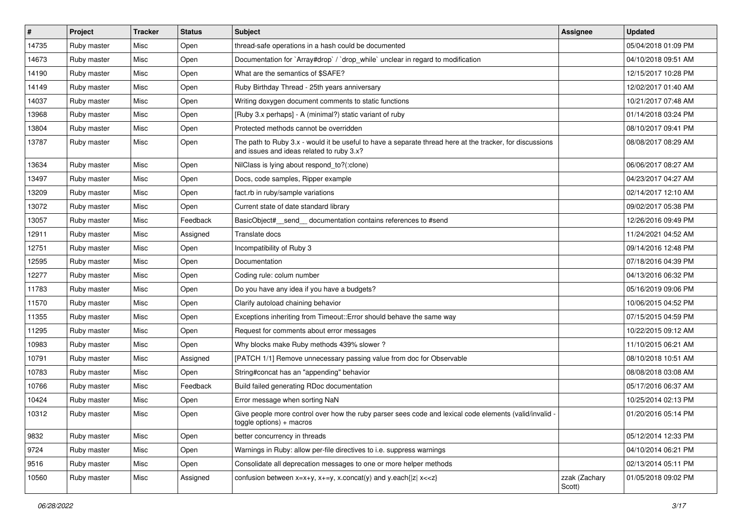| # | Project | Tracker | Status | Subject | Assignee | Updated |
|---|---|---|---|---|---|---|
| 14735 | Ruby master | Misc | Open | thread-safe operations in a hash could be documented | | 05/04/2018 01:09 PM |
| 14673 | Ruby master | Misc | Open | Documentation for `Array#drop` / `drop_while` unclear in regard to modification | | 04/10/2018 09:51 AM |
| 14190 | Ruby master | Misc | Open | What are the semantics of $SAFE? | | 12/15/2017 10:28 PM |
| 14149 | Ruby master | Misc | Open | Ruby Birthday Thread - 25th years anniversary | | 12/02/2017 01:40 AM |
| 14037 | Ruby master | Misc | Open | Writing doxygen document comments to static functions | | 10/21/2017 07:48 AM |
| 13968 | Ruby master | Misc | Open | [Ruby 3.x perhaps] - A (minimal?) static variant of ruby | | 01/14/2018 03:24 PM |
| 13804 | Ruby master | Misc | Open | Protected methods cannot be overridden | | 08/10/2017 09:41 PM |
| 13787 | Ruby master | Misc | Open | The path to Ruby 3.x - would it be useful to have a separate thread here at the tracker, for discussions and issues and ideas related to ruby 3.x? | | 08/08/2017 08:29 AM |
| 13634 | Ruby master | Misc | Open | NilClass is lying about respond_to?(:clone) | | 06/06/2017 08:27 AM |
| 13497 | Ruby master | Misc | Open | Docs, code samples, Ripper example | | 04/23/2017 04:27 AM |
| 13209 | Ruby master | Misc | Open | fact.rb in ruby/sample variations | | 02/14/2017 12:10 AM |
| 13072 | Ruby master | Misc | Open | Current state of date standard library | | 09/02/2017 05:38 PM |
| 13057 | Ruby master | Misc | Feedback | BasicObject#__send__ documentation contains references to #send | | 12/26/2016 09:49 PM |
| 12911 | Ruby master | Misc | Assigned | Translate docs | | 11/24/2021 04:52 AM |
| 12751 | Ruby master | Misc | Open | Incompatibility of Ruby 3 | | 09/14/2016 12:48 PM |
| 12595 | Ruby master | Misc | Open | Documentation | | 07/18/2016 04:39 PM |
| 12277 | Ruby master | Misc | Open | Coding rule: colum number | | 04/13/2016 06:32 PM |
| 11783 | Ruby master | Misc | Open | Do you have any idea if you have a budgets? | | 05/16/2019 09:06 PM |
| 11570 | Ruby master | Misc | Open | Clarify autoload chaining behavior | | 10/06/2015 04:52 PM |
| 11355 | Ruby master | Misc | Open | Exceptions inheriting from Timeout::Error should behave the same way | | 07/15/2015 04:59 PM |
| 11295 | Ruby master | Misc | Open | Request for comments about error messages | | 10/22/2015 09:12 AM |
| 10983 | Ruby master | Misc | Open | Why blocks make Ruby methods 439% slower ? | | 11/10/2015 06:21 AM |
| 10791 | Ruby master | Misc | Assigned | [PATCH 1/1] Remove unnecessary passing value from doc for Observable | | 08/10/2018 10:51 AM |
| 10783 | Ruby master | Misc | Open | String#concat has an "appending" behavior | | 08/08/2018 03:08 AM |
| 10766 | Ruby master | Misc | Feedback | Build failed generating RDoc documentation | | 05/17/2016 06:37 AM |
| 10424 | Ruby master | Misc | Open | Error message when sorting NaN | | 10/25/2014 02:13 PM |
| 10312 | Ruby master | Misc | Open | Give people more control over how the ruby parser sees code and lexical code elements (valid/invalid - toggle options) + macros | | 01/20/2016 05:14 PM |
| 9832 | Ruby master | Misc | Open | better concurrency in threads | | 05/12/2014 12:33 PM |
| 9724 | Ruby master | Misc | Open | Warnings in Ruby: allow per-file directives to i.e. suppress warnings | | 04/10/2014 06:21 PM |
| 9516 | Ruby master | Misc | Open | Consolidate all deprecation messages to one or more helper methods | | 02/13/2014 05:11 PM |
| 10560 | Ruby master | Misc | Assigned | confusion between x=x+y, x+=y, x.concat(y) and y.each{\|z\| x<<z} | zzak (Zachary Scott) | 01/05/2018 09:02 PM |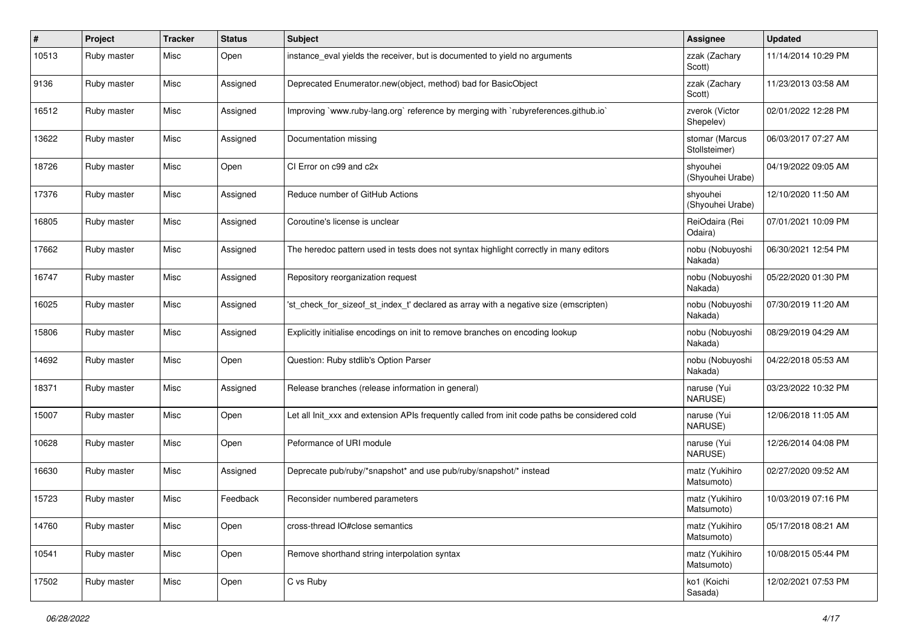| # | Project | Tracker | Status | Subject | Assignee | Updated |
|---|---|---|---|---|---|---|
| 10513 | Ruby master | Misc | Open | instance_eval yields the receiver, but is documented to yield no arguments | zzak (Zachary Scott) | 11/14/2014 10:29 PM |
| 9136 | Ruby master | Misc | Assigned | Deprecated Enumerator.new(object, method) bad for BasicObject | zzak (Zachary Scott) | 11/23/2013 03:58 AM |
| 16512 | Ruby master | Misc | Assigned | Improving `www.ruby-lang.org` reference by merging with `rubyreferences.github.io` | zverok (Victor Shepelev) | 02/01/2022 12:28 PM |
| 13622 | Ruby master | Misc | Assigned | Documentation missing | stomar (Marcus Stollsteimer) | 06/03/2017 07:27 AM |
| 18726 | Ruby master | Misc | Open | CI Error on c99 and c2x | shyouhei (Shyouhei Urabe) | 04/19/2022 09:05 AM |
| 17376 | Ruby master | Misc | Assigned | Reduce number of GitHub Actions | shyouhei (Shyouhei Urabe) | 12/10/2020 11:50 AM |
| 16805 | Ruby master | Misc | Assigned | Coroutine's license is unclear | ReiOdaira (Rei Odaira) | 07/01/2021 10:09 PM |
| 17662 | Ruby master | Misc | Assigned | The heredoc pattern used in tests does not syntax highlight correctly in many editors | nobu (Nobuyoshi Nakada) | 06/30/2021 12:54 PM |
| 16747 | Ruby master | Misc | Assigned | Repository reorganization request | nobu (Nobuyoshi Nakada) | 05/22/2020 01:30 PM |
| 16025 | Ruby master | Misc | Assigned | 'st_check_for_sizeof_st_index_t' declared as array with a negative size (emscripten) | nobu (Nobuyoshi Nakada) | 07/30/2019 11:20 AM |
| 15806 | Ruby master | Misc | Assigned | Explicitly initialise encodings on init to remove branches on encoding lookup | nobu (Nobuyoshi Nakada) | 08/29/2019 04:29 AM |
| 14692 | Ruby master | Misc | Open | Question: Ruby stdlib's Option Parser | nobu (Nobuyoshi Nakada) | 04/22/2018 05:53 AM |
| 18371 | Ruby master | Misc | Assigned | Release branches (release information in general) | naruse (Yui NARUSE) | 03/23/2022 10:32 PM |
| 15007 | Ruby master | Misc | Open | Let all Init_xxx and extension APIs frequently called from init code paths be considered cold | naruse (Yui NARUSE) | 12/06/2018 11:05 AM |
| 10628 | Ruby master | Misc | Open | Peformance of URI module | naruse (Yui NARUSE) | 12/26/2014 04:08 PM |
| 16630 | Ruby master | Misc | Assigned | Deprecate pub/ruby/*snapshot* and use pub/ruby/snapshot/* instead | matz (Yukihiro Matsumoto) | 02/27/2020 09:52 AM |
| 15723 | Ruby master | Misc | Feedback | Reconsider numbered parameters | matz (Yukihiro Matsumoto) | 10/03/2019 07:16 PM |
| 14760 | Ruby master | Misc | Open | cross-thread IO#close semantics | matz (Yukihiro Matsumoto) | 05/17/2018 08:21 AM |
| 10541 | Ruby master | Misc | Open | Remove shorthand string interpolation syntax | matz (Yukihiro Matsumoto) | 10/08/2015 05:44 PM |
| 17502 | Ruby master | Misc | Open | C vs Ruby | ko1 (Koichi Sasada) | 12/02/2021 07:53 PM |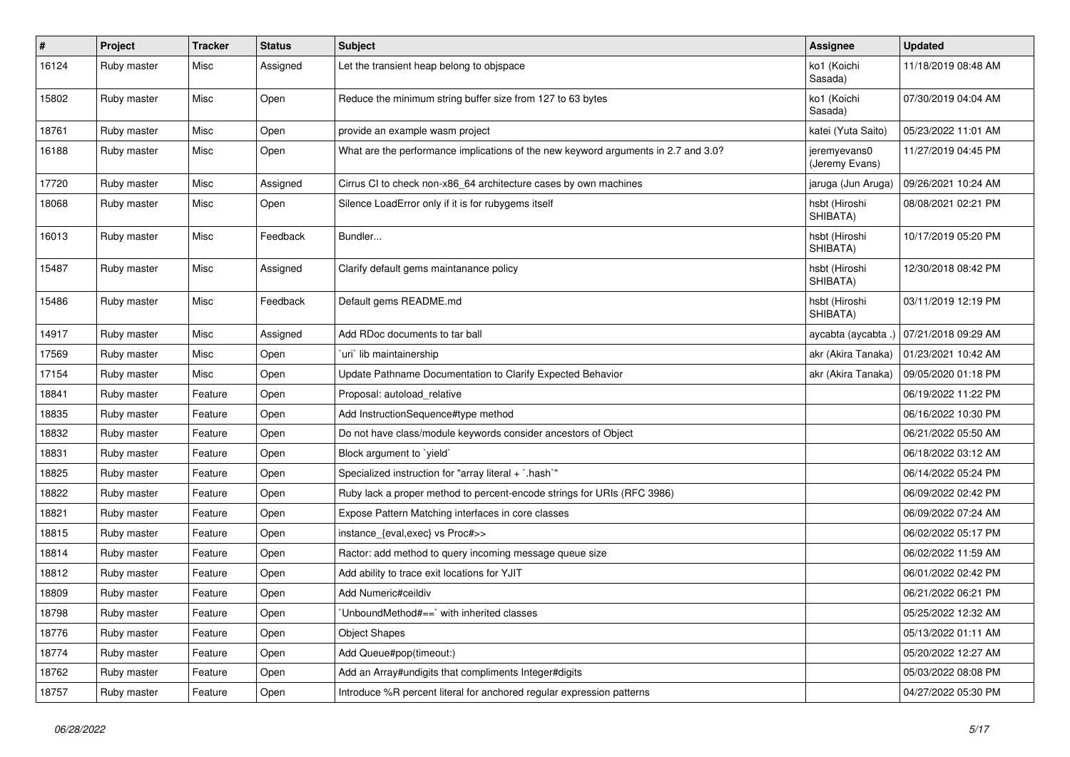| # | Project | Tracker | Status | Subject | Assignee | Updated |
|---|---|---|---|---|---|---|
| 16124 | Ruby master | Misc | Assigned | Let the transient heap belong to objspace | ko1 (Koichi Sasada) | 11/18/2019 08:48 AM |
| 15802 | Ruby master | Misc | Open | Reduce the minimum string buffer size from 127 to 63 bytes | ko1 (Koichi Sasada) | 07/30/2019 04:04 AM |
| 18761 | Ruby master | Misc | Open | provide an example wasm project | katei (Yuta Saito) | 05/23/2022 11:01 AM |
| 16188 | Ruby master | Misc | Open | What are the performance implications of the new keyword arguments in 2.7 and 3.0? | jeremyevans0 (Jeremy Evans) | 11/27/2019 04:45 PM |
| 17720 | Ruby master | Misc | Assigned | Cirrus CI to check non-x86_64 architecture cases by own machines | jaruga (Jun Aruga) | 09/26/2021 10:24 AM |
| 18068 | Ruby master | Misc | Open | Silence LoadError only if it is for rubygems itself | hsbt (Hiroshi SHIBATA) | 08/08/2021 02:21 PM |
| 16013 | Ruby master | Misc | Feedback | Bundler... | hsbt (Hiroshi SHIBATA) | 10/17/2019 05:20 PM |
| 15487 | Ruby master | Misc | Assigned | Clarify default gems maintanance policy | hsbt (Hiroshi SHIBATA) | 12/30/2018 08:42 PM |
| 15486 | Ruby master | Misc | Feedback | Default gems README.md | hsbt (Hiroshi SHIBATA) | 03/11/2019 12:19 PM |
| 14917 | Ruby master | Misc | Assigned | Add RDoc documents to tar ball | aycabta (aycabta .) | 07/21/2018 09:29 AM |
| 17569 | Ruby master | Misc | Open | `uri` lib maintainership | akr (Akira Tanaka) | 01/23/2021 10:42 AM |
| 17154 | Ruby master | Misc | Open | Update Pathname Documentation to Clarify Expected Behavior | akr (Akira Tanaka) | 09/05/2020 01:18 PM |
| 18841 | Ruby master | Feature | Open | Proposal: autoload_relative | | 06/19/2022 11:22 PM |
| 18835 | Ruby master | Feature | Open | Add InstructionSequence#type method | | 06/16/2022 10:30 PM |
| 18832 | Ruby master | Feature | Open | Do not have class/module keywords consider ancestors of Object | | 06/21/2022 05:50 AM |
| 18831 | Ruby master | Feature | Open | Block argument to `yield` | | 06/18/2022 03:12 AM |
| 18825 | Ruby master | Feature | Open | Specialized instruction for "array literal + `.hash`" | | 06/14/2022 05:24 PM |
| 18822 | Ruby master | Feature | Open | Ruby lack a proper method to percent-encode strings for URIs (RFC 3986) | | 06/09/2022 02:42 PM |
| 18821 | Ruby master | Feature | Open | Expose Pattern Matching interfaces in core classes | | 06/09/2022 07:24 AM |
| 18815 | Ruby master | Feature | Open | instance_{eval,exec} vs Proc#>> | | 06/02/2022 05:17 PM |
| 18814 | Ruby master | Feature | Open | Ractor: add method to query incoming message queue size | | 06/02/2022 11:59 AM |
| 18812 | Ruby master | Feature | Open | Add ability to trace exit locations for YJIT | | 06/01/2022 02:42 PM |
| 18809 | Ruby master | Feature | Open | Add Numeric#ceildiv | | 06/21/2022 06:21 PM |
| 18798 | Ruby master | Feature | Open | `UnboundMethod#==` with inherited classes | | 05/25/2022 12:32 AM |
| 18776 | Ruby master | Feature | Open | Object Shapes | | 05/13/2022 01:11 AM |
| 18774 | Ruby master | Feature | Open | Add Queue#pop(timeout:) | | 05/20/2022 12:27 AM |
| 18762 | Ruby master | Feature | Open | Add an Array#undigits that compliments Integer#digits | | 05/03/2022 08:08 PM |
| 18757 | Ruby master | Feature | Open | Introduce %R percent literal for anchored regular expression patterns | | 04/27/2022 05:30 PM |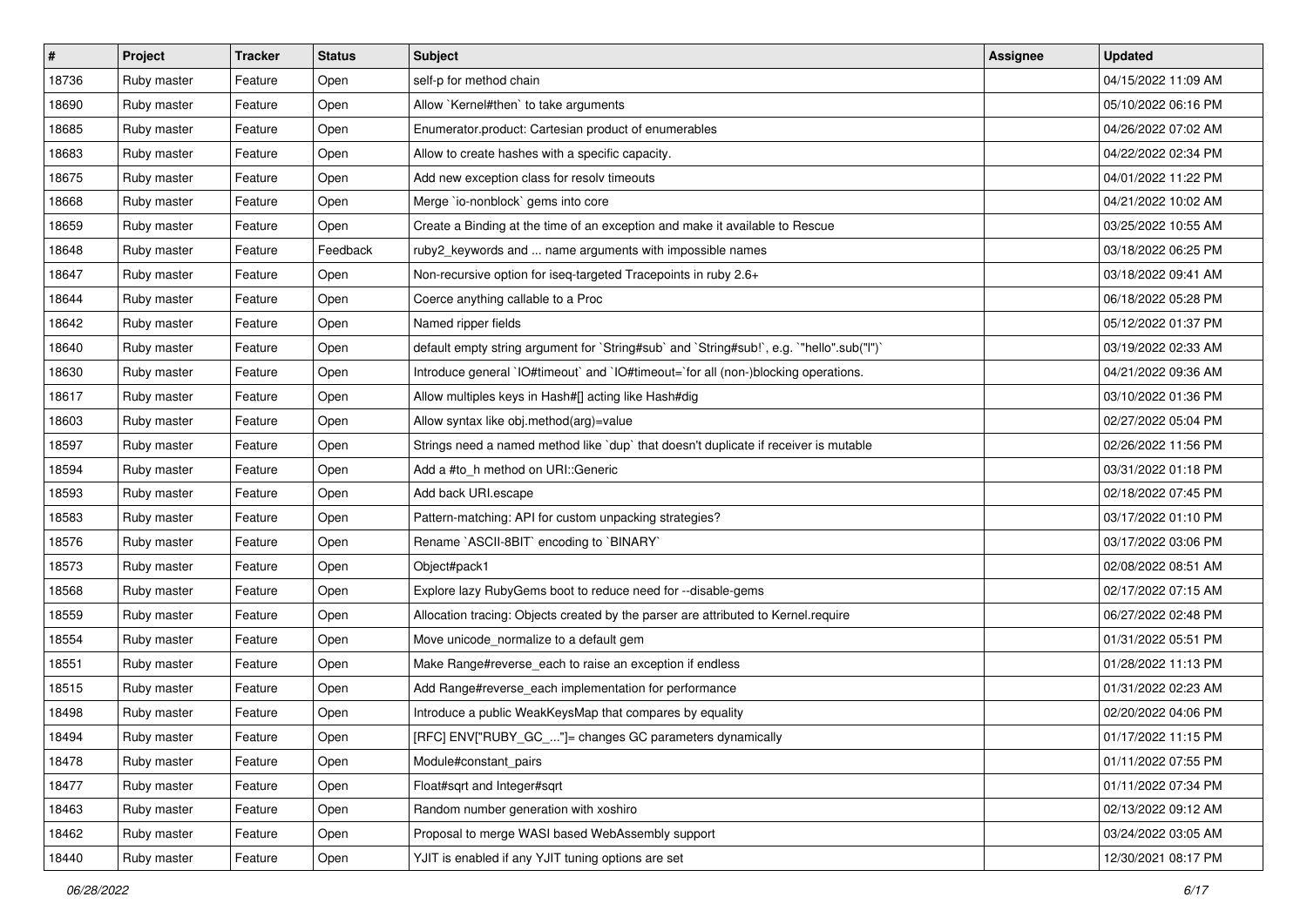| # | Project | Tracker | Status | Subject | Assignee | Updated |
|---|---|---|---|---|---|---|
| 18736 | Ruby master | Feature | Open | self-p for method chain | | 04/15/2022 11:09 AM |
| 18690 | Ruby master | Feature | Open | Allow `Kernel#then` to take arguments | | 05/10/2022 06:16 PM |
| 18685 | Ruby master | Feature | Open | Enumerator.product: Cartesian product of enumerables | | 04/26/2022 07:02 AM |
| 18683 | Ruby master | Feature | Open | Allow to create hashes with a specific capacity. | | 04/22/2022 02:34 PM |
| 18675 | Ruby master | Feature | Open | Add new exception class for resolv timeouts | | 04/01/2022 11:22 PM |
| 18668 | Ruby master | Feature | Open | Merge `io-nonblock` gems into core | | 04/21/2022 10:02 AM |
| 18659 | Ruby master | Feature | Open | Create a Binding at the time of an exception and make it available to Rescue | | 03/25/2022 10:55 AM |
| 18648 | Ruby master | Feature | Feedback | ruby2_keywords and ... name arguments with impossible names | | 03/18/2022 06:25 PM |
| 18647 | Ruby master | Feature | Open | Non-recursive option for iseq-targeted Tracepoints in ruby 2.6+ | | 03/18/2022 09:41 AM |
| 18644 | Ruby master | Feature | Open | Coerce anything callable to a Proc | | 06/18/2022 05:28 PM |
| 18642 | Ruby master | Feature | Open | Named ripper fields | | 05/12/2022 01:37 PM |
| 18640 | Ruby master | Feature | Open | default empty string argument for `String#sub` and `String#sub!`, e.g. `"hello".sub("l")` | | 03/19/2022 02:33 AM |
| 18630 | Ruby master | Feature | Open | Introduce general `IO#timeout` and `IO#timeout=`for all (non-)blocking operations. | | 04/21/2022 09:36 AM |
| 18617 | Ruby master | Feature | Open | Allow multiples keys in Hash#[] acting like Hash#dig | | 03/10/2022 01:36 PM |
| 18603 | Ruby master | Feature | Open | Allow syntax like obj.method(arg)=value | | 02/27/2022 05:04 PM |
| 18597 | Ruby master | Feature | Open | Strings need a named method like `dup` that doesn't duplicate if receiver is mutable | | 02/26/2022 11:56 PM |
| 18594 | Ruby master | Feature | Open | Add a #to_h method on URI::Generic | | 03/31/2022 01:18 PM |
| 18593 | Ruby master | Feature | Open | Add back URI.escape | | 02/18/2022 07:45 PM |
| 18583 | Ruby master | Feature | Open | Pattern-matching: API for custom unpacking strategies? | | 03/17/2022 01:10 PM |
| 18576 | Ruby master | Feature | Open | Rename `ASCII-8BIT` encoding to `BINARY` | | 03/17/2022 03:06 PM |
| 18573 | Ruby master | Feature | Open | Object#pack1 | | 02/08/2022 08:51 AM |
| 18568 | Ruby master | Feature | Open | Explore lazy RubyGems boot to reduce need for --disable-gems | | 02/17/2022 07:15 AM |
| 18559 | Ruby master | Feature | Open | Allocation tracing: Objects created by the parser are attributed to Kernel.require | | 06/27/2022 02:48 PM |
| 18554 | Ruby master | Feature | Open | Move unicode_normalize to a default gem | | 01/31/2022 05:51 PM |
| 18551 | Ruby master | Feature | Open | Make Range#reverse_each to raise an exception if endless | | 01/28/2022 11:13 PM |
| 18515 | Ruby master | Feature | Open | Add Range#reverse_each implementation for performance | | 01/31/2022 02:23 AM |
| 18498 | Ruby master | Feature | Open | Introduce a public WeakKeysMap that compares by equality | | 02/20/2022 04:06 PM |
| 18494 | Ruby master | Feature | Open | [RFC] ENV["RUBY_GC_..."]= changes GC parameters dynamically | | 01/17/2022 11:15 PM |
| 18478 | Ruby master | Feature | Open | Module#constant_pairs | | 01/11/2022 07:55 PM |
| 18477 | Ruby master | Feature | Open | Float#sqrt and Integer#sqrt | | 01/11/2022 07:34 PM |
| 18463 | Ruby master | Feature | Open | Random number generation with xoshiro | | 02/13/2022 09:12 AM |
| 18462 | Ruby master | Feature | Open | Proposal to merge WASI based WebAssembly support | | 03/24/2022 03:05 AM |
| 18440 | Ruby master | Feature | Open | YJIT is enabled if any YJIT tuning options are set | | 12/30/2021 08:17 PM |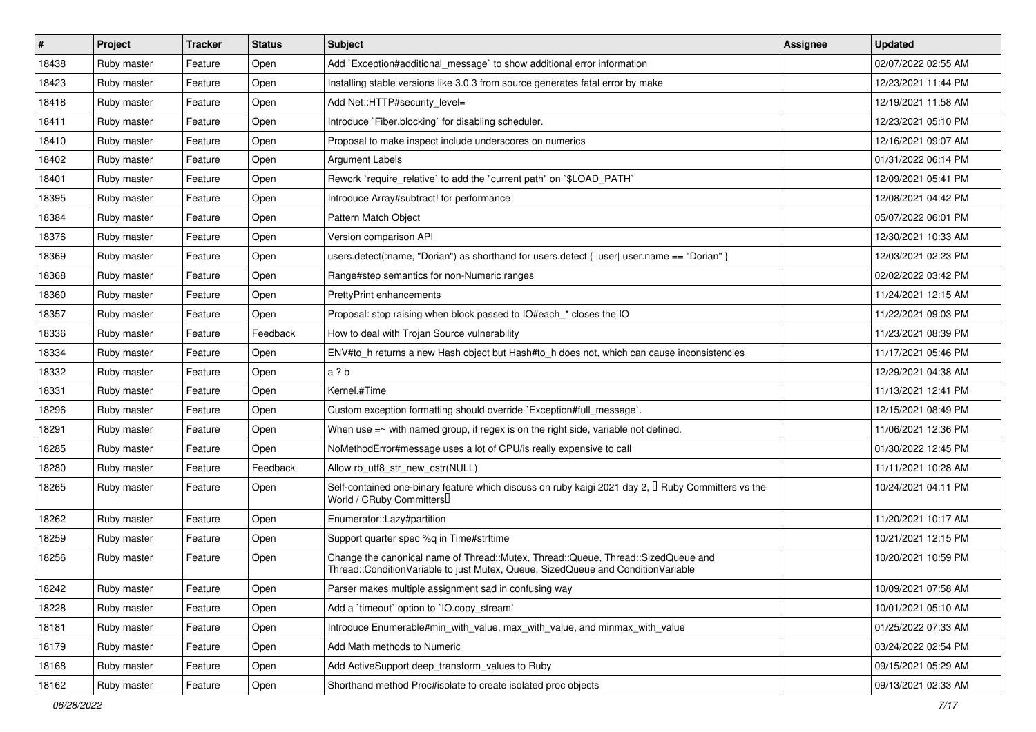| # | Project | Tracker | Status | Subject | Assignee | Updated |
|---|---|---|---|---|---|---|
| 18438 | Ruby master | Feature | Open | Add `Exception#additional_message` to show additional error information | | 02/07/2022 02:55 AM |
| 18423 | Ruby master | Feature | Open | Installing stable versions like 3.0.3 from source generates fatal error by make | | 12/23/2021 11:44 PM |
| 18418 | Ruby master | Feature | Open | Add Net::HTTP#security_level= | | 12/19/2021 11:58 AM |
| 18411 | Ruby master | Feature | Open | Introduce `Fiber.blocking` for disabling scheduler. | | 12/23/2021 05:10 PM |
| 18410 | Ruby master | Feature | Open | Proposal to make inspect include underscores on numerics | | 12/16/2021 09:07 AM |
| 18402 | Ruby master | Feature | Open | Argument Labels | | 01/31/2022 06:14 PM |
| 18401 | Ruby master | Feature | Open | Rework `require_relative` to add the "current path" on `$LOAD_PATH` | | 12/09/2021 05:41 PM |
| 18395 | Ruby master | Feature | Open | Introduce Array#subtract! for performance | | 12/08/2021 04:42 PM |
| 18384 | Ruby master | Feature | Open | Pattern Match Object | | 05/07/2022 06:01 PM |
| 18376 | Ruby master | Feature | Open | Version comparison API | | 12/30/2021 10:33 AM |
| 18369 | Ruby master | Feature | Open | users.detect(:name, "Dorian") as shorthand for users.detect { \|user\| user.name == "Dorian" } | | 12/03/2021 02:23 PM |
| 18368 | Ruby master | Feature | Open | Range#step semantics for non-Numeric ranges | | 02/02/2022 03:42 PM |
| 18360 | Ruby master | Feature | Open | PrettyPrint enhancements | | 11/24/2021 12:15 AM |
| 18357 | Ruby master | Feature | Open | Proposal: stop raising when block passed to IO#each_* closes the IO | | 11/22/2021 09:03 PM |
| 18336 | Ruby master | Feature | Feedback | How to deal with Trojan Source vulnerability | | 11/23/2021 08:39 PM |
| 18334 | Ruby master | Feature | Open | ENV#to_h returns a new Hash object but Hash#to_h does not, which can cause inconsistencies | | 11/17/2021 05:46 PM |
| 18332 | Ruby master | Feature | Open | a ? b | | 12/29/2021 04:38 AM |
| 18331 | Ruby master | Feature | Open | Kernel.#Time | | 11/13/2021 12:41 PM |
| 18296 | Ruby master | Feature | Open | Custom exception formatting should override `Exception#full_message`. | | 12/15/2021 08:49 PM |
| 18291 | Ruby master | Feature | Open | When use =~ with named group, if regex is on the right side, variable not defined. | | 11/06/2021 12:36 PM |
| 18285 | Ruby master | Feature | Open | NoMethodError#message uses a lot of CPU/is really expensive to call | | 01/30/2022 12:45 PM |
| 18280 | Ruby master | Feature | Feedback | Allow rb_utf8_str_new_cstr(NULL) | | 11/11/2021 10:28 AM |
| 18265 | Ruby master | Feature | Open | Self-contained one-binary feature which discuss on ruby kaigi 2021 day 2, 「Ruby Committers vs the World / CRuby Committers」 | | 10/24/2021 04:11 PM |
| 18262 | Ruby master | Feature | Open | Enumerator::Lazy#partition | | 11/20/2021 10:17 AM |
| 18259 | Ruby master | Feature | Open | Support quarter spec %q in Time#strftime | | 10/21/2021 12:15 PM |
| 18256 | Ruby master | Feature | Open | Change the canonical name of Thread::Mutex, Thread::Queue, Thread::SizedQueue and Thread::ConditionVariable to just Mutex, Queue, SizedQueue and ConditionVariable | | 10/20/2021 10:59 PM |
| 18242 | Ruby master | Feature | Open | Parser makes multiple assignment sad in confusing way | | 10/09/2021 07:58 AM |
| 18228 | Ruby master | Feature | Open | Add a `timeout` option to `IO.copy_stream` | | 10/01/2021 05:10 AM |
| 18181 | Ruby master | Feature | Open | Introduce Enumerable#min_with_value, max_with_value, and minmax_with_value | | 01/25/2022 07:33 AM |
| 18179 | Ruby master | Feature | Open | Add Math methods to Numeric | | 03/24/2022 02:54 PM |
| 18168 | Ruby master | Feature | Open | Add ActiveSupport deep_transform_values to Ruby | | 09/15/2021 05:29 AM |
| 18162 | Ruby master | Feature | Open | Shorthand method Proc#isolate to create isolated proc objects | | 09/13/2021 02:33 AM |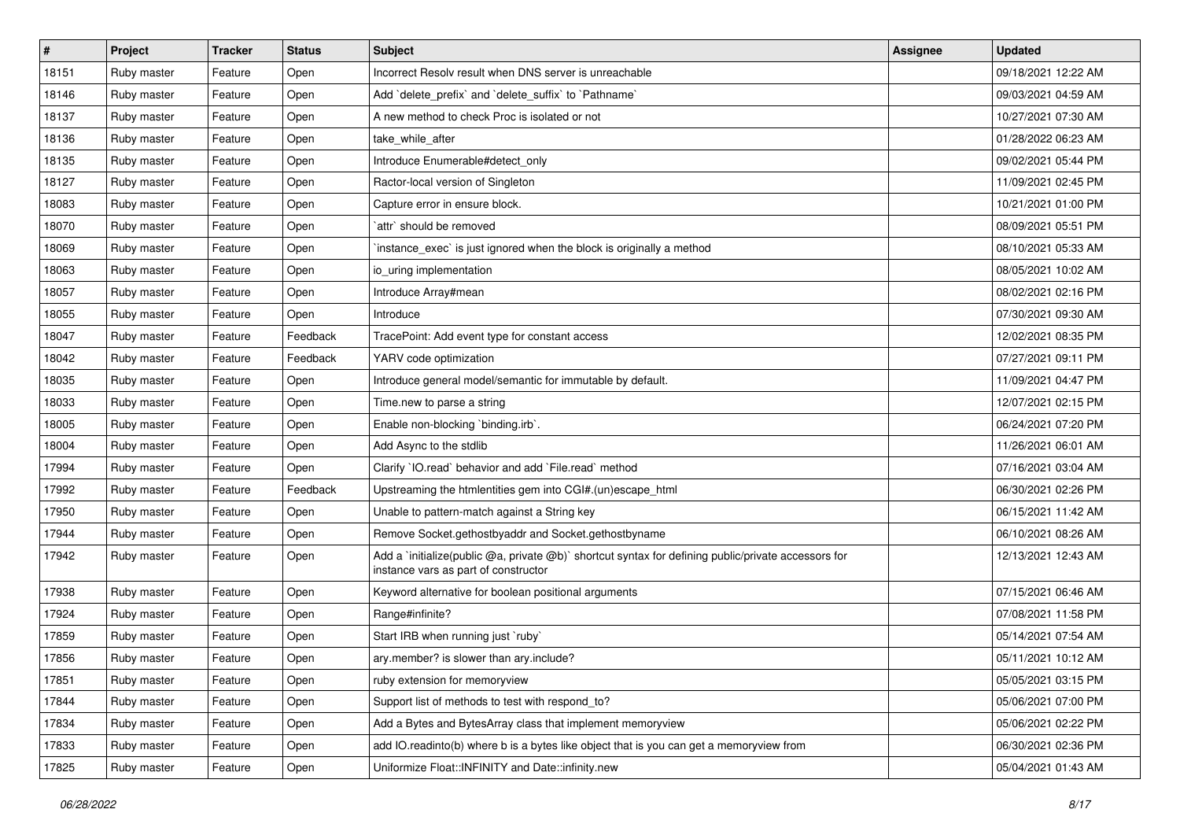| # | Project | Tracker | Status | Subject | Assignee | Updated |
|---|---|---|---|---|---|---|
| 18151 | Ruby master | Feature | Open | Incorrect Resolv result when DNS server is unreachable | | 09/18/2021 12:22 AM |
| 18146 | Ruby master | Feature | Open | Add `delete_prefix` and `delete_suffix` to `Pathname` | | 09/03/2021 04:59 AM |
| 18137 | Ruby master | Feature | Open | A new method to check Proc is isolated or not | | 10/27/2021 07:30 AM |
| 18136 | Ruby master | Feature | Open | take_while_after | | 01/28/2022 06:23 AM |
| 18135 | Ruby master | Feature | Open | Introduce Enumerable#detect_only | | 09/02/2021 05:44 PM |
| 18127 | Ruby master | Feature | Open | Ractor-local version of Singleton | | 11/09/2021 02:45 PM |
| 18083 | Ruby master | Feature | Open | Capture error in ensure block. | | 10/21/2021 01:00 PM |
| 18070 | Ruby master | Feature | Open | `attr` should be removed | | 08/09/2021 05:51 PM |
| 18069 | Ruby master | Feature | Open | `instance_exec` is just ignored when the block is originally a method | | 08/10/2021 05:33 AM |
| 18063 | Ruby master | Feature | Open | io_uring implementation | | 08/05/2021 10:02 AM |
| 18057 | Ruby master | Feature | Open | Introduce Array#mean | | 08/02/2021 02:16 PM |
| 18055 | Ruby master | Feature | Open | Introduce | | 07/30/2021 09:30 AM |
| 18047 | Ruby master | Feature | Feedback | TracePoint: Add event type for constant access | | 12/02/2021 08:35 PM |
| 18042 | Ruby master | Feature | Feedback | YARV code optimization | | 07/27/2021 09:11 PM |
| 18035 | Ruby master | Feature | Open | Introduce general model/semantic for immutable by default. | | 11/09/2021 04:47 PM |
| 18033 | Ruby master | Feature | Open | Time.new to parse a string | | 12/07/2021 02:15 PM |
| 18005 | Ruby master | Feature | Open | Enable non-blocking `binding.irb`. | | 06/24/2021 07:20 PM |
| 18004 | Ruby master | Feature | Open | Add Async to the stdlib | | 11/26/2021 06:01 AM |
| 17994 | Ruby master | Feature | Open | Clarify `IO.read` behavior and add `File.read` method | | 07/16/2021 03:04 AM |
| 17992 | Ruby master | Feature | Feedback | Upstreaming the htmlentities gem into CGI#.(un)escape_html | | 06/30/2021 02:26 PM |
| 17950 | Ruby master | Feature | Open | Unable to pattern-match against a String key | | 06/15/2021 11:42 AM |
| 17944 | Ruby master | Feature | Open | Remove Socket.gethostbyaddr and Socket.gethostbyname | | 06/10/2021 08:26 AM |
| 17942 | Ruby master | Feature | Open | Add a `initialize(public @a, private @b)` shortcut syntax for defining public/private accessors for instance vars as part of constructor | | 12/13/2021 12:43 AM |
| 17938 | Ruby master | Feature | Open | Keyword alternative for boolean positional arguments | | 07/15/2021 06:46 AM |
| 17924 | Ruby master | Feature | Open | Range#infinite? | | 07/08/2021 11:58 PM |
| 17859 | Ruby master | Feature | Open | Start IRB when running just `ruby` | | 05/14/2021 07:54 AM |
| 17856 | Ruby master | Feature | Open | ary.member? is slower than ary.include? | | 05/11/2021 10:12 AM |
| 17851 | Ruby master | Feature | Open | ruby extension for memoryview | | 05/05/2021 03:15 PM |
| 17844 | Ruby master | Feature | Open | Support list of methods to test with respond_to? | | 05/06/2021 07:00 PM |
| 17834 | Ruby master | Feature | Open | Add a Bytes and BytesArray class that implement memoryview | | 05/06/2021 02:22 PM |
| 17833 | Ruby master | Feature | Open | add IO.readinto(b) where b is a bytes like object that is you can get a memoryview from | | 06/30/2021 02:36 PM |
| 17825 | Ruby master | Feature | Open | Uniformize Float::INFINITY and Date::infinity.new | | 05/04/2021 01:43 AM |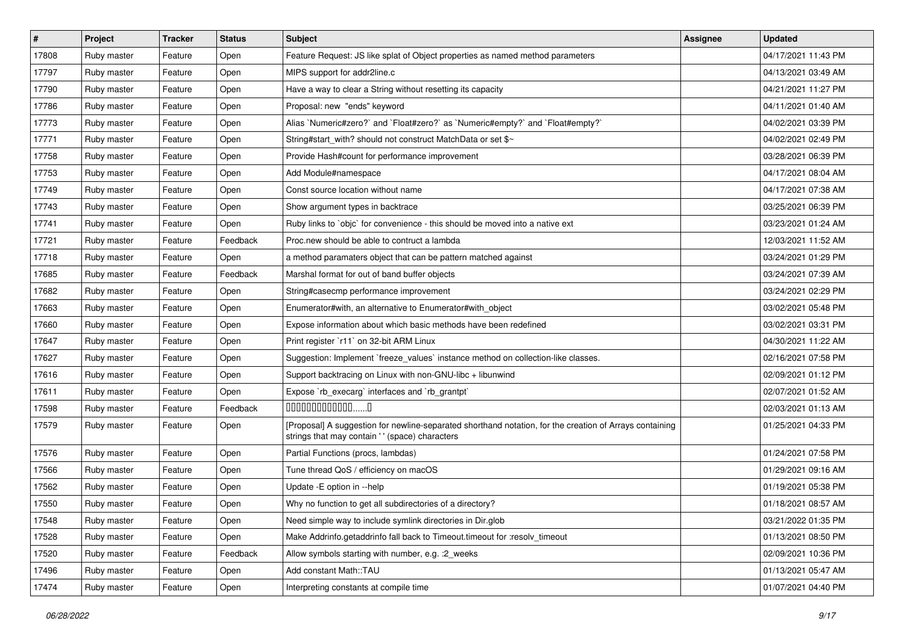| # | Project | Tracker | Status | Subject | Assignee | Updated |
|---|---|---|---|---|---|---|
| 17808 | Ruby master | Feature | Open | Feature Request: JS like splat of Object properties as named method parameters | | 04/17/2021 11:43 PM |
| 17797 | Ruby master | Feature | Open | MIPS support for addr2line.c | | 04/13/2021 03:49 AM |
| 17790 | Ruby master | Feature | Open | Have a way to clear a String without resetting its capacity | | 04/21/2021 11:27 PM |
| 17786 | Ruby master | Feature | Open | Proposal: new "ends" keyword | | 04/11/2021 01:40 AM |
| 17773 | Ruby master | Feature | Open | Alias `Numeric#zero?` and `Float#zero?` as `Numeric#empty?` and `Float#empty?` | | 04/02/2021 03:39 PM |
| 17771 | Ruby master | Feature | Open | String#start_with? should not construct MatchData or set $~ | | 04/02/2021 02:49 PM |
| 17758 | Ruby master | Feature | Open | Provide Hash#count for performance improvement | | 03/28/2021 06:39 PM |
| 17753 | Ruby master | Feature | Open | Add Module#namespace | | 04/17/2021 08:04 AM |
| 17749 | Ruby master | Feature | Open | Const source location without name | | 04/17/2021 07:38 AM |
| 17743 | Ruby master | Feature | Open | Show argument types in backtrace | | 03/25/2021 06:39 PM |
| 17741 | Ruby master | Feature | Open | Ruby links to `objc` for convenience - this should be moved into a native ext | | 03/23/2021 01:24 AM |
| 17721 | Ruby master | Feature | Feedback | Proc.new should be able to contruct a lambda | | 12/03/2021 11:52 AM |
| 17718 | Ruby master | Feature | Open | a method paramaters object that can be pattern matched against | | 03/24/2021 01:29 PM |
| 17685 | Ruby master | Feature | Feedback | Marshal format for out of band buffer objects | | 03/24/2021 07:39 AM |
| 17682 | Ruby master | Feature | Open | String#casecmp performance improvement | | 03/24/2021 02:29 PM |
| 17663 | Ruby master | Feature | Open | Enumerator#with, an alternative to Enumerator#with_object | | 03/02/2021 05:48 PM |
| 17660 | Ruby master | Feature | Open | Expose information about which basic methods have been redefined | | 03/02/2021 03:31 PM |
| 17647 | Ruby master | Feature | Open | Print register `r11` on 32-bit ARM Linux | | 04/30/2021 11:22 AM |
| 17627 | Ruby master | Feature | Open | Suggestion: Implement `freeze_values` instance method on collection-like classes. | | 02/16/2021 07:58 PM |
| 17616 | Ruby master | Feature | Open | Support backtracing on Linux with non-GNU-libc + libunwind | | 02/09/2021 01:12 PM |
| 17611 | Ruby master | Feature | Open | Expose `rb_execarg` interfaces and `rb_grantpt` | | 02/07/2021 01:52 AM |
| 17598 | Ruby master | Feature | Feedback | 0000000000000......0 | | 02/03/2021 01:13 AM |
| 17579 | Ruby master | Feature | Open | [Proposal] A suggestion for newline-separated shorthand notation, for the creation of Arrays containing strings that may contain ' ' (space) characters | | 01/25/2021 04:33 PM |
| 17576 | Ruby master | Feature | Open | Partial Functions (procs, lambdas) | | 01/24/2021 07:58 PM |
| 17566 | Ruby master | Feature | Open | Tune thread QoS / efficiency on macOS | | 01/29/2021 09:16 AM |
| 17562 | Ruby master | Feature | Open | Update -E option in --help | | 01/19/2021 05:38 PM |
| 17550 | Ruby master | Feature | Open | Why no function to get all subdirectories of a directory? | | 01/18/2021 08:57 AM |
| 17548 | Ruby master | Feature | Open | Need simple way to include symlink directories in Dir.glob | | 03/21/2022 01:35 PM |
| 17528 | Ruby master | Feature | Open | Make Addrinfo.getaddrinfo fall back to Timeout.timeout for :resolv_timeout | | 01/13/2021 08:50 PM |
| 17520 | Ruby master | Feature | Feedback | Allow symbols starting with number, e.g. :2_weeks | | 02/09/2021 10:36 PM |
| 17496 | Ruby master | Feature | Open | Add constant Math::TAU | | 01/13/2021 05:47 AM |
| 17474 | Ruby master | Feature | Open | Interpreting constants at compile time | | 01/07/2021 04:40 PM |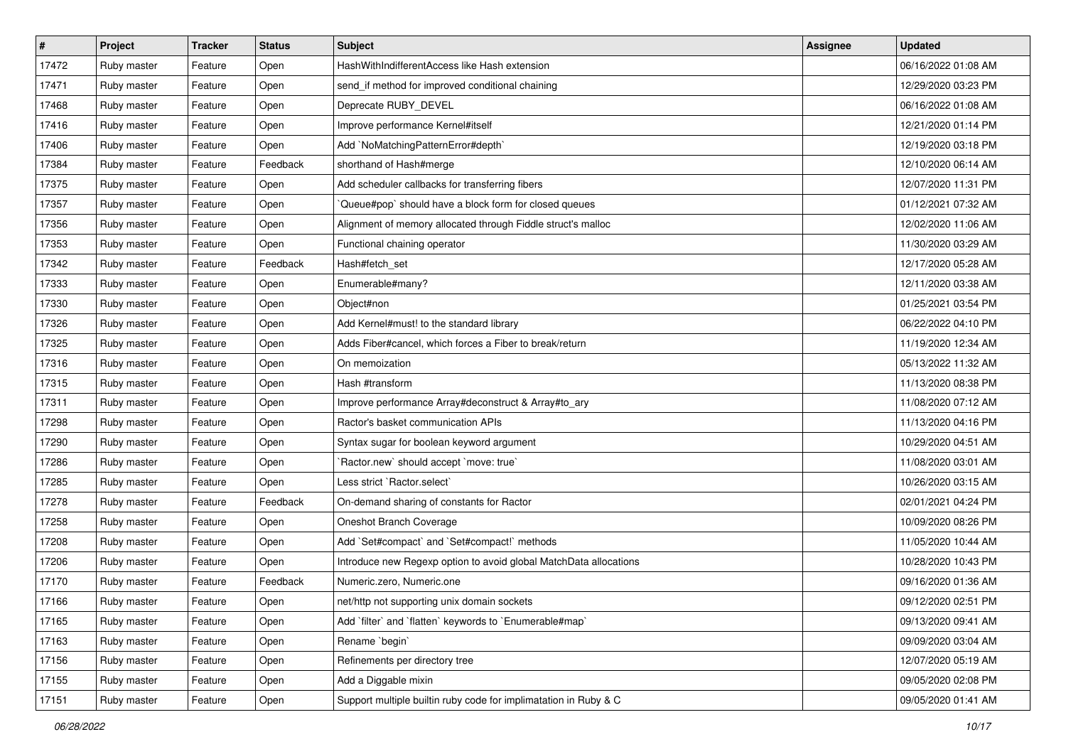| # | Project | Tracker | Status | Subject | Assignee | Updated |
|---|---|---|---|---|---|---|
| 17472 | Ruby master | Feature | Open | HashWithIndifferentAccess like Hash extension | | 06/16/2022 01:08 AM |
| 17471 | Ruby master | Feature | Open | send_if method for improved conditional chaining | | 12/29/2020 03:23 PM |
| 17468 | Ruby master | Feature | Open | Deprecate RUBY_DEVEL | | 06/16/2022 01:08 AM |
| 17416 | Ruby master | Feature | Open | Improve performance Kernel#itself | | 12/21/2020 01:14 PM |
| 17406 | Ruby master | Feature | Open | Add `NoMatchingPatternError#depth` | | 12/19/2020 03:18 PM |
| 17384 | Ruby master | Feature | Feedback | shorthand of Hash#merge | | 12/10/2020 06:14 AM |
| 17375 | Ruby master | Feature | Open | Add scheduler callbacks for transferring fibers | | 12/07/2020 11:31 PM |
| 17357 | Ruby master | Feature | Open | `Queue#pop` should have a block form for closed queues | | 01/12/2021 07:32 AM |
| 17356 | Ruby master | Feature | Open | Alignment of memory allocated through Fiddle struct's malloc | | 12/02/2020 11:06 AM |
| 17353 | Ruby master | Feature | Open | Functional chaining operator | | 11/30/2020 03:29 AM |
| 17342 | Ruby master | Feature | Feedback | Hash#fetch_set | | 12/17/2020 05:28 AM |
| 17333 | Ruby master | Feature | Open | Enumerable#many? | | 12/11/2020 03:38 AM |
| 17330 | Ruby master | Feature | Open | Object#non | | 01/25/2021 03:54 PM |
| 17326 | Ruby master | Feature | Open | Add Kernel#must! to the standard library | | 06/22/2022 04:10 PM |
| 17325 | Ruby master | Feature | Open | Adds Fiber#cancel, which forces a Fiber to break/return | | 11/19/2020 12:34 AM |
| 17316 | Ruby master | Feature | Open | On memoization | | 05/13/2022 11:32 AM |
| 17315 | Ruby master | Feature | Open | Hash #transform | | 11/13/2020 08:38 PM |
| 17311 | Ruby master | Feature | Open | Improve performance Array#deconstruct & Array#to_ary | | 11/08/2020 07:12 AM |
| 17298 | Ruby master | Feature | Open | Ractor's basket communication APIs | | 11/13/2020 04:16 PM |
| 17290 | Ruby master | Feature | Open | Syntax sugar for boolean keyword argument | | 10/29/2020 04:51 AM |
| 17286 | Ruby master | Feature | Open | `Ractor.new` should accept `move: true` | | 11/08/2020 03:01 AM |
| 17285 | Ruby master | Feature | Open | Less strict `Ractor.select` | | 10/26/2020 03:15 AM |
| 17278 | Ruby master | Feature | Feedback | On-demand sharing of constants for Ractor | | 02/01/2021 04:24 PM |
| 17258 | Ruby master | Feature | Open | Oneshot Branch Coverage | | 10/09/2020 08:26 PM |
| 17208 | Ruby master | Feature | Open | Add `Set#compact` and `Set#compact!` methods | | 11/05/2020 10:44 AM |
| 17206 | Ruby master | Feature | Open | Introduce new Regexp option to avoid global MatchData allocations | | 10/28/2020 10:43 PM |
| 17170 | Ruby master | Feature | Feedback | Numeric.zero, Numeric.one | | 09/16/2020 01:36 AM |
| 17166 | Ruby master | Feature | Open | net/http not supporting unix domain sockets | | 09/12/2020 02:51 PM |
| 17165 | Ruby master | Feature | Open | Add `filter` and `flatten` keywords to `Enumerable#map` | | 09/13/2020 09:41 AM |
| 17163 | Ruby master | Feature | Open | Rename `begin` | | 09/09/2020 03:04 AM |
| 17156 | Ruby master | Feature | Open | Refinements per directory tree | | 12/07/2020 05:19 AM |
| 17155 | Ruby master | Feature | Open | Add a Diggable mixin | | 09/05/2020 02:08 PM |
| 17151 | Ruby master | Feature | Open | Support multiple builtin ruby code for implimatation in Ruby & C | | 09/05/2020 01:41 AM |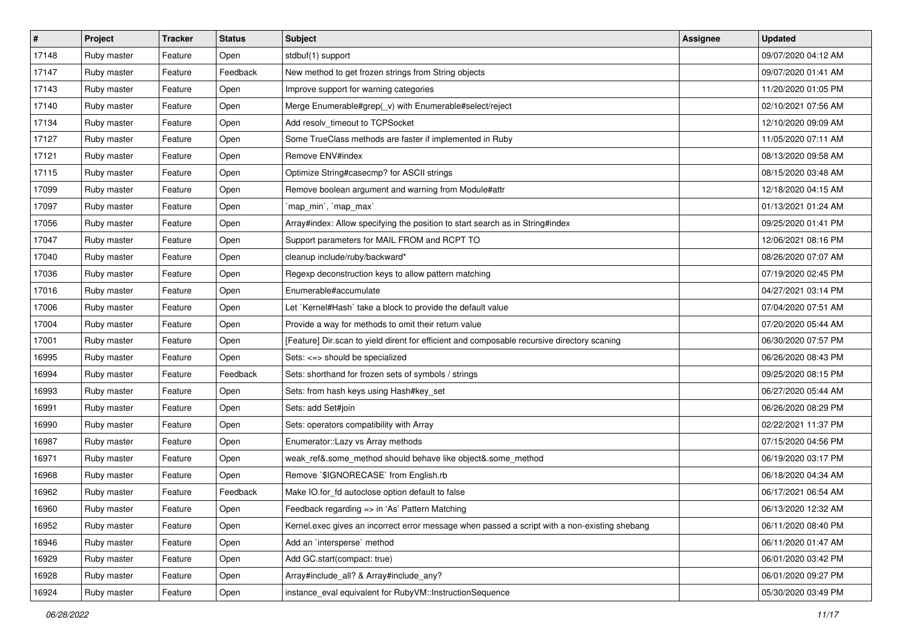| # | Project | Tracker | Status | Subject | Assignee | Updated |
|---|---|---|---|---|---|---|
| 17148 | Ruby master | Feature | Open | stdbuf(1) support | | 09/07/2020 04:12 AM |
| 17147 | Ruby master | Feature | Feedback | New method to get frozen strings from String objects | | 09/07/2020 01:41 AM |
| 17143 | Ruby master | Feature | Open | Improve support for warning categories | | 11/20/2020 01:05 PM |
| 17140 | Ruby master | Feature | Open | Merge Enumerable#grep(_v) with Enumerable#select/reject | | 02/10/2021 07:56 AM |
| 17134 | Ruby master | Feature | Open | Add resolv_timeout to TCPSocket | | 12/10/2020 09:09 AM |
| 17127 | Ruby master | Feature | Open | Some TrueClass methods are faster if implemented in Ruby | | 11/05/2020 07:11 AM |
| 17121 | Ruby master | Feature | Open | Remove ENV#index | | 08/13/2020 09:58 AM |
| 17115 | Ruby master | Feature | Open | Optimize String#casecmp? for ASCII strings | | 08/15/2020 03:48 AM |
| 17099 | Ruby master | Feature | Open | Remove boolean argument and warning from Module#attr | | 12/18/2020 04:15 AM |
| 17097 | Ruby master | Feature | Open | `map_min`, `map_max` | | 01/13/2021 01:24 AM |
| 17056 | Ruby master | Feature | Open | Array#index: Allow specifying the position to start search as in String#index | | 09/25/2020 01:41 PM |
| 17047 | Ruby master | Feature | Open | Support parameters for MAIL FROM and RCPT TO | | 12/06/2021 08:16 PM |
| 17040 | Ruby master | Feature | Open | cleanup include/ruby/backward* | | 08/26/2020 07:07 AM |
| 17036 | Ruby master | Feature | Open | Regexp deconstruction keys to allow pattern matching | | 07/19/2020 02:45 PM |
| 17016 | Ruby master | Feature | Open | Enumerable#accumulate | | 04/27/2021 03:14 PM |
| 17006 | Ruby master | Feature | Open | Let `Kernel#Hash` take a block to provide the default value | | 07/04/2020 07:51 AM |
| 17004 | Ruby master | Feature | Open | Provide a way for methods to omit their return value | | 07/20/2020 05:44 AM |
| 17001 | Ruby master | Feature | Open | [Feature] Dir.scan to yield dirent for efficient and composable recursive directory scaning | | 06/30/2020 07:57 PM |
| 16995 | Ruby master | Feature | Open | Sets: <=> should be specialized | | 06/26/2020 08:43 PM |
| 16994 | Ruby master | Feature | Feedback | Sets: shorthand for frozen sets of symbols / strings | | 09/25/2020 08:15 PM |
| 16993 | Ruby master | Feature | Open | Sets: from hash keys using Hash#key_set | | 06/27/2020 05:44 AM |
| 16991 | Ruby master | Feature | Open | Sets: add Set#join | | 06/26/2020 08:29 PM |
| 16990 | Ruby master | Feature | Open | Sets: operators compatibility with Array | | 02/22/2021 11:37 PM |
| 16987 | Ruby master | Feature | Open | Enumerator::Lazy vs Array methods | | 07/15/2020 04:56 PM |
| 16971 | Ruby master | Feature | Open | weak_ref&.some_method should behave like object&.some_method | | 06/19/2020 03:17 PM |
| 16968 | Ruby master | Feature | Open | Remove `$IGNORECASE` from English.rb | | 06/18/2020 04:34 AM |
| 16962 | Ruby master | Feature | Feedback | Make IO.for_fd autoclose option default to false | | 06/17/2021 06:54 AM |
| 16960 | Ruby master | Feature | Open | Feedback regarding => in 'As' Pattern Matching | | 06/13/2020 12:32 AM |
| 16952 | Ruby master | Feature | Open | Kernel.exec gives an incorrect error message when passed a script with a non-existing shebang | | 06/11/2020 08:40 PM |
| 16946 | Ruby master | Feature | Open | Add an `intersperse` method | | 06/11/2020 01:47 AM |
| 16929 | Ruby master | Feature | Open | Add GC.start(compact: true) | | 06/01/2020 03:42 PM |
| 16928 | Ruby master | Feature | Open | Array#include_all? & Array#include_any? | | 06/01/2020 09:27 PM |
| 16924 | Ruby master | Feature | Open | instance_eval equivalent for RubyVM::InstructionSequence | | 05/30/2020 03:49 PM |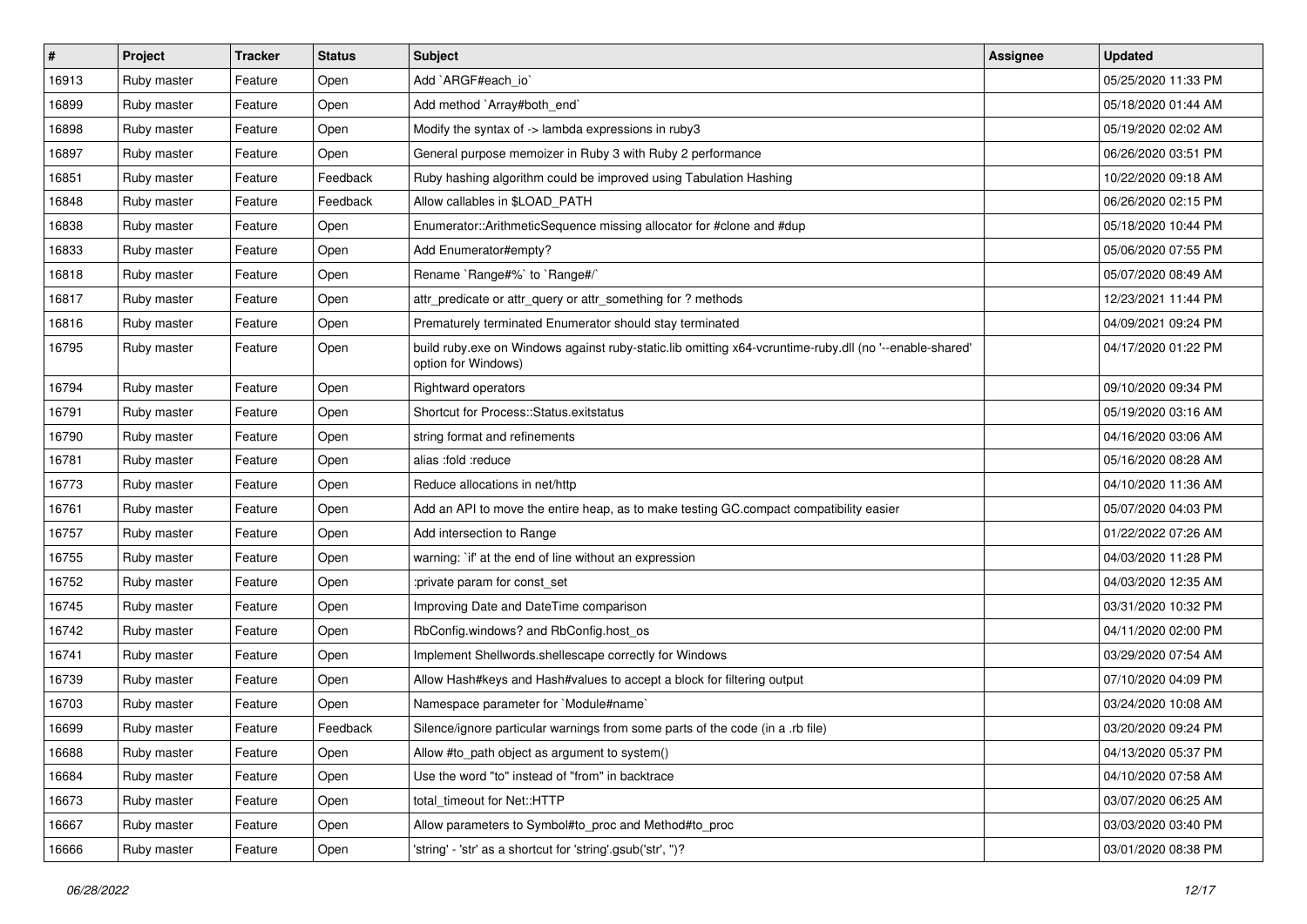| # | Project | Tracker | Status | Subject | Assignee | Updated |
| --- | --- | --- | --- | --- | --- | --- |
| 16913 | Ruby master | Feature | Open | Add `ARGF#each_io` | | 05/25/2020 11:33 PM |
| 16899 | Ruby master | Feature | Open | Add method `Array#both_end` | | 05/18/2020 01:44 AM |
| 16898 | Ruby master | Feature | Open | Modify the syntax of -> lambda expressions in ruby3 | | 05/19/2020 02:02 AM |
| 16897 | Ruby master | Feature | Open | General purpose memoizer in Ruby 3 with Ruby 2 performance | | 06/26/2020 03:51 PM |
| 16851 | Ruby master | Feature | Feedback | Ruby hashing algorithm could be improved using Tabulation Hashing | | 10/22/2020 09:18 AM |
| 16848 | Ruby master | Feature | Feedback | Allow callables in $LOAD_PATH | | 06/26/2020 02:15 PM |
| 16838 | Ruby master | Feature | Open | Enumerator::ArithmeticSequence missing allocator for #clone and #dup | | 05/18/2020 10:44 PM |
| 16833 | Ruby master | Feature | Open | Add Enumerator#empty? | | 05/06/2020 07:55 PM |
| 16818 | Ruby master | Feature | Open | Rename `Range#%` to `Range#/` | | 05/07/2020 08:49 AM |
| 16817 | Ruby master | Feature | Open | attr_predicate or attr_query or attr_something for ? methods | | 12/23/2021 11:44 PM |
| 16816 | Ruby master | Feature | Open | Prematurely terminated Enumerator should stay terminated | | 04/09/2021 09:24 PM |
| 16795 | Ruby master | Feature | Open | build ruby.exe on Windows against ruby-static.lib omitting x64-vcruntime-ruby.dll (no '--enable-shared' option for Windows) | | 04/17/2020 01:22 PM |
| 16794 | Ruby master | Feature | Open | Rightward operators | | 09/10/2020 09:34 PM |
| 16791 | Ruby master | Feature | Open | Shortcut for Process::Status.exitstatus | | 05/19/2020 03:16 AM |
| 16790 | Ruby master | Feature | Open | string format and refinements | | 04/16/2020 03:06 AM |
| 16781 | Ruby master | Feature | Open | alias :fold :reduce | | 05/16/2020 08:28 AM |
| 16773 | Ruby master | Feature | Open | Reduce allocations in net/http | | 04/10/2020 11:36 AM |
| 16761 | Ruby master | Feature | Open | Add an API to move the entire heap, as to make testing GC.compact compatibility easier | | 05/07/2020 04:03 PM |
| 16757 | Ruby master | Feature | Open | Add intersection to Range | | 01/22/2022 07:26 AM |
| 16755 | Ruby master | Feature | Open | warning: `if' at the end of line without an expression | | 04/03/2020 11:28 PM |
| 16752 | Ruby master | Feature | Open | :private param for const_set | | 04/03/2020 12:35 AM |
| 16745 | Ruby master | Feature | Open | Improving Date and DateTime comparison | | 03/31/2020 10:32 PM |
| 16742 | Ruby master | Feature | Open | RbConfig.windows? and RbConfig.host_os | | 04/11/2020 02:00 PM |
| 16741 | Ruby master | Feature | Open | Implement Shellwords.shellescape correctly for Windows | | 03/29/2020 07:54 AM |
| 16739 | Ruby master | Feature | Open | Allow Hash#keys and Hash#values to accept a block for filtering output | | 07/10/2020 04:09 PM |
| 16703 | Ruby master | Feature | Open | Namespace parameter for `Module#name` | | 03/24/2020 10:08 AM |
| 16699 | Ruby master | Feature | Feedback | Silence/ignore particular warnings from some parts of the code (in a .rb file) | | 03/20/2020 09:24 PM |
| 16688 | Ruby master | Feature | Open | Allow #to_path object as argument to system() | | 04/13/2020 05:37 PM |
| 16684 | Ruby master | Feature | Open | Use the word "to" instead of "from" in backtrace | | 04/10/2020 07:58 AM |
| 16673 | Ruby master | Feature | Open | total_timeout for Net::HTTP | | 03/07/2020 06:25 AM |
| 16667 | Ruby master | Feature | Open | Allow parameters to Symbol#to_proc and Method#to_proc | | 03/03/2020 03:40 PM |
| 16666 | Ruby master | Feature | Open | 'string' - 'str' as a shortcut for 'string'.gsub('str', '')? | | 03/01/2020 08:38 PM |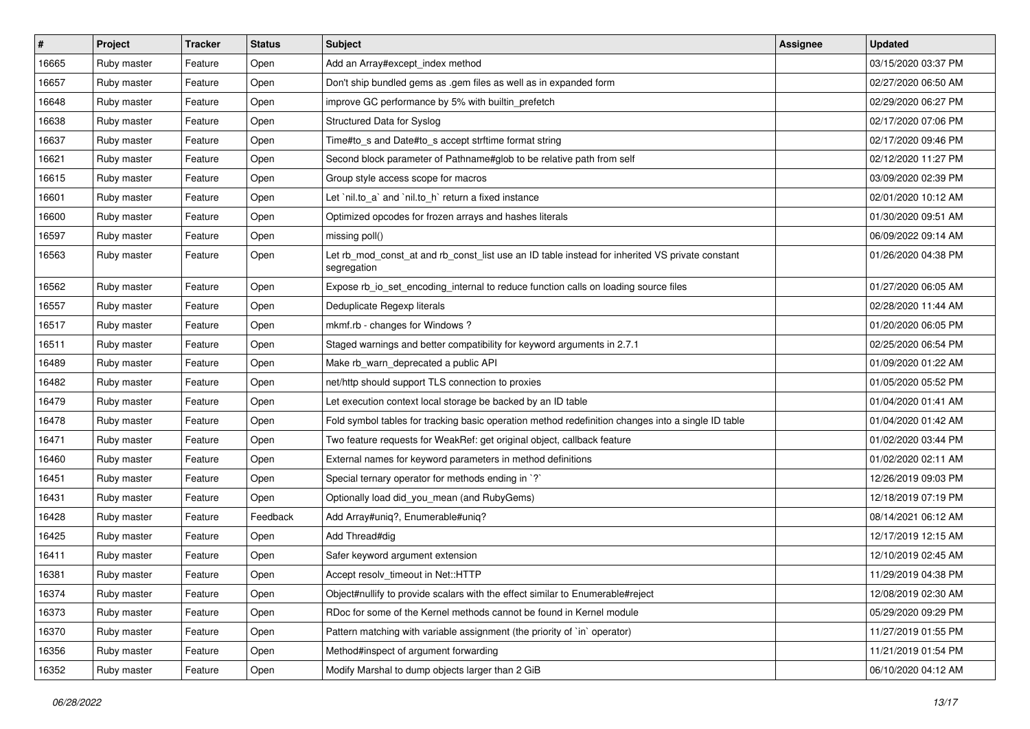| # | Project | Tracker | Status | Subject | Assignee | Updated |
|---|---|---|---|---|---|---|
| 16665 | Ruby master | Feature | Open | Add an Array#except_index method | | 03/15/2020 03:37 PM |
| 16657 | Ruby master | Feature | Open | Don't ship bundled gems as .gem files as well as in expanded form | | 02/27/2020 06:50 AM |
| 16648 | Ruby master | Feature | Open | improve GC performance by 5% with builtin_prefetch | | 02/29/2020 06:27 PM |
| 16638 | Ruby master | Feature | Open | Structured Data for Syslog | | 02/17/2020 07:06 PM |
| 16637 | Ruby master | Feature | Open | Time#to_s and Date#to_s accept strftime format string | | 02/17/2020 09:46 PM |
| 16621 | Ruby master | Feature | Open | Second block parameter of Pathname#glob to be relative path from self | | 02/12/2020 11:27 PM |
| 16615 | Ruby master | Feature | Open | Group style access scope for macros | | 03/09/2020 02:39 PM |
| 16601 | Ruby master | Feature | Open | Let `nil.to_a` and `nil.to_h` return a fixed instance | | 02/01/2020 10:12 AM |
| 16600 | Ruby master | Feature | Open | Optimized opcodes for frozen arrays and hashes literals | | 01/30/2020 09:51 AM |
| 16597 | Ruby master | Feature | Open | missing poll() | | 06/09/2022 09:14 AM |
| 16563 | Ruby master | Feature | Open | Let rb_mod_const_at and rb_const_list use an ID table instead for inherited VS private constant segregation | | 01/26/2020 04:38 PM |
| 16562 | Ruby master | Feature | Open | Expose rb_io_set_encoding_internal to reduce function calls on loading source files | | 01/27/2020 06:05 AM |
| 16557 | Ruby master | Feature | Open | Deduplicate Regexp literals | | 02/28/2020 11:44 AM |
| 16517 | Ruby master | Feature | Open | mkmf.rb - changes for Windows ? | | 01/20/2020 06:05 PM |
| 16511 | Ruby master | Feature | Open | Staged warnings and better compatibility for keyword arguments in 2.7.1 | | 02/25/2020 06:54 PM |
| 16489 | Ruby master | Feature | Open | Make rb_warn_deprecated a public API | | 01/09/2020 01:22 AM |
| 16482 | Ruby master | Feature | Open | net/http should support TLS connection to proxies | | 01/05/2020 05:52 PM |
| 16479 | Ruby master | Feature | Open | Let execution context local storage be backed by an ID table | | 01/04/2020 01:41 AM |
| 16478 | Ruby master | Feature | Open | Fold symbol tables for tracking basic operation method redefinition changes into a single ID table | | 01/04/2020 01:42 AM |
| 16471 | Ruby master | Feature | Open | Two feature requests for WeakRef: get original object, callback feature | | 01/02/2020 03:44 PM |
| 16460 | Ruby master | Feature | Open | External names for keyword parameters in method definitions | | 01/02/2020 02:11 AM |
| 16451 | Ruby master | Feature | Open | Special ternary operator for methods ending in `?` | | 12/26/2019 09:03 PM |
| 16431 | Ruby master | Feature | Open | Optionally load did_you_mean (and RubyGems) | | 12/18/2019 07:19 PM |
| 16428 | Ruby master | Feature | Feedback | Add Array#uniq?, Enumerable#uniq? | | 08/14/2021 06:12 AM |
| 16425 | Ruby master | Feature | Open | Add Thread#dig | | 12/17/2019 12:15 AM |
| 16411 | Ruby master | Feature | Open | Safer keyword argument extension | | 12/10/2019 02:45 AM |
| 16381 | Ruby master | Feature | Open | Accept resolv_timeout in Net::HTTP | | 11/29/2019 04:38 PM |
| 16374 | Ruby master | Feature | Open | Object#nullify to provide scalars with the effect similar to Enumerable#reject | | 12/08/2019 02:30 AM |
| 16373 | Ruby master | Feature | Open | RDoc for some of the Kernel methods cannot be found in Kernel module | | 05/29/2020 09:29 PM |
| 16370 | Ruby master | Feature | Open | Pattern matching with variable assignment (the priority of `in` operator) | | 11/27/2019 01:55 PM |
| 16356 | Ruby master | Feature | Open | Method#inspect of argument forwarding | | 11/21/2019 01:54 PM |
| 16352 | Ruby master | Feature | Open | Modify Marshal to dump objects larger than 2 GiB | | 06/10/2020 04:12 AM |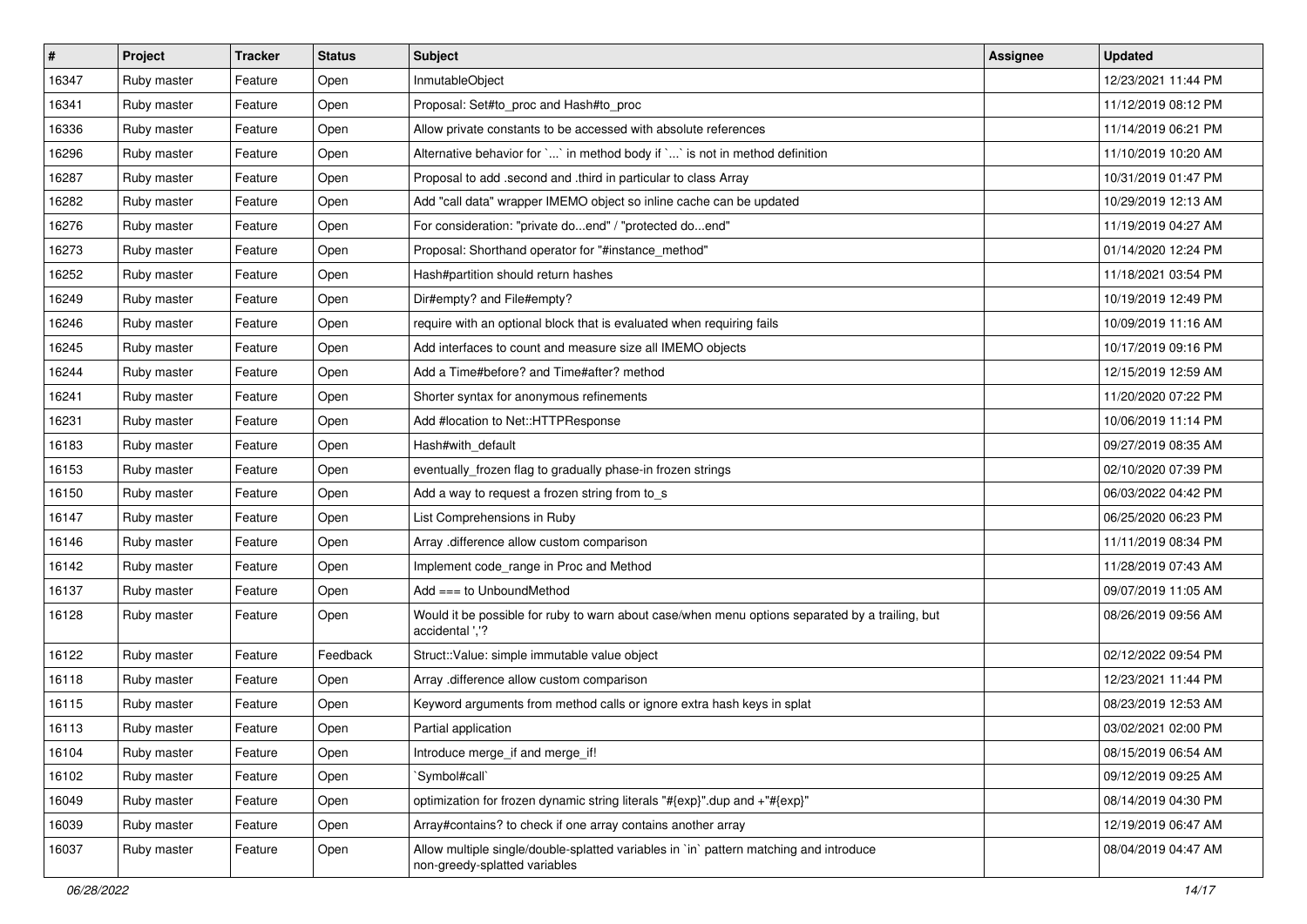| # | Project | Tracker | Status | Subject | Assignee | Updated |
|---|---|---|---|---|---|---|
| 16347 | Ruby master | Feature | Open | InmutableObject | | 12/23/2021 11:44 PM |
| 16341 | Ruby master | Feature | Open | Proposal: Set#to_proc and Hash#to_proc | | 11/12/2019 08:12 PM |
| 16336 | Ruby master | Feature | Open | Allow private constants to be accessed with absolute references | | 11/14/2019 06:21 PM |
| 16296 | Ruby master | Feature | Open | Alternative behavior for `...` in method body if `...` is not in method definition | | 11/10/2019 10:20 AM |
| 16287 | Ruby master | Feature | Open | Proposal to add .second and .third in particular to class Array | | 10/31/2019 01:47 PM |
| 16282 | Ruby master | Feature | Open | Add "call data" wrapper IMEMO object so inline cache can be updated | | 10/29/2019 12:13 AM |
| 16276 | Ruby master | Feature | Open | For consideration: "private do...end" / "protected do...end" | | 11/19/2019 04:27 AM |
| 16273 | Ruby master | Feature | Open | Proposal: Shorthand operator for "#instance_method" | | 01/14/2020 12:24 PM |
| 16252 | Ruby master | Feature | Open | Hash#partition should return hashes | | 11/18/2021 03:54 PM |
| 16249 | Ruby master | Feature | Open | Dir#empty? and File#empty? | | 10/19/2019 12:49 PM |
| 16246 | Ruby master | Feature | Open | require with an optional block that is evaluated when requiring fails | | 10/09/2019 11:16 AM |
| 16245 | Ruby master | Feature | Open | Add interfaces to count and measure size all IMEMO objects | | 10/17/2019 09:16 PM |
| 16244 | Ruby master | Feature | Open | Add a Time#before? and Time#after? method | | 12/15/2019 12:59 AM |
| 16241 | Ruby master | Feature | Open | Shorter syntax for anonymous refinements | | 11/20/2020 07:22 PM |
| 16231 | Ruby master | Feature | Open | Add #location to Net::HTTPResponse | | 10/06/2019 11:14 PM |
| 16183 | Ruby master | Feature | Open | Hash#with_default | | 09/27/2019 08:35 AM |
| 16153 | Ruby master | Feature | Open | eventually_frozen flag to gradually phase-in frozen strings | | 02/10/2020 07:39 PM |
| 16150 | Ruby master | Feature | Open | Add a way to request a frozen string from to_s | | 06/03/2022 04:42 PM |
| 16147 | Ruby master | Feature | Open | List Comprehensions in Ruby | | 06/25/2020 06:23 PM |
| 16146 | Ruby master | Feature | Open | Array .difference allow custom comparison | | 11/11/2019 08:34 PM |
| 16142 | Ruby master | Feature | Open | Implement code_range in Proc and Method | | 11/28/2019 07:43 AM |
| 16137 | Ruby master | Feature | Open | Add === to UnboundMethod | | 09/07/2019 11:05 AM |
| 16128 | Ruby master | Feature | Open | Would it be possible for ruby to warn about case/when menu options separated by a trailing, but accidental ','? | | 08/26/2019 09:56 AM |
| 16122 | Ruby master | Feature | Feedback | Struct::Value: simple immutable value object | | 02/12/2022 09:54 PM |
| 16118 | Ruby master | Feature | Open | Array .difference allow custom comparison | | 12/23/2021 11:44 PM |
| 16115 | Ruby master | Feature | Open | Keyword arguments from method calls or ignore extra hash keys in splat | | 08/23/2019 12:53 AM |
| 16113 | Ruby master | Feature | Open | Partial application | | 03/02/2021 02:00 PM |
| 16104 | Ruby master | Feature | Open | Introduce merge_if and merge_if! | | 08/15/2019 06:54 AM |
| 16102 | Ruby master | Feature | Open | `Symbol#call` | | 09/12/2019 09:25 AM |
| 16049 | Ruby master | Feature | Open | optimization for frozen dynamic string literals "#{exp}".dup and +"#{exp}" | | 08/14/2019 04:30 PM |
| 16039 | Ruby master | Feature | Open | Array#contains? to check if one array contains another array | | 12/19/2019 06:47 AM |
| 16037 | Ruby master | Feature | Open | Allow multiple single/double-splatted variables in `in` pattern matching and introduce non-greedy-splatted variables | | 08/04/2019 04:47 AM |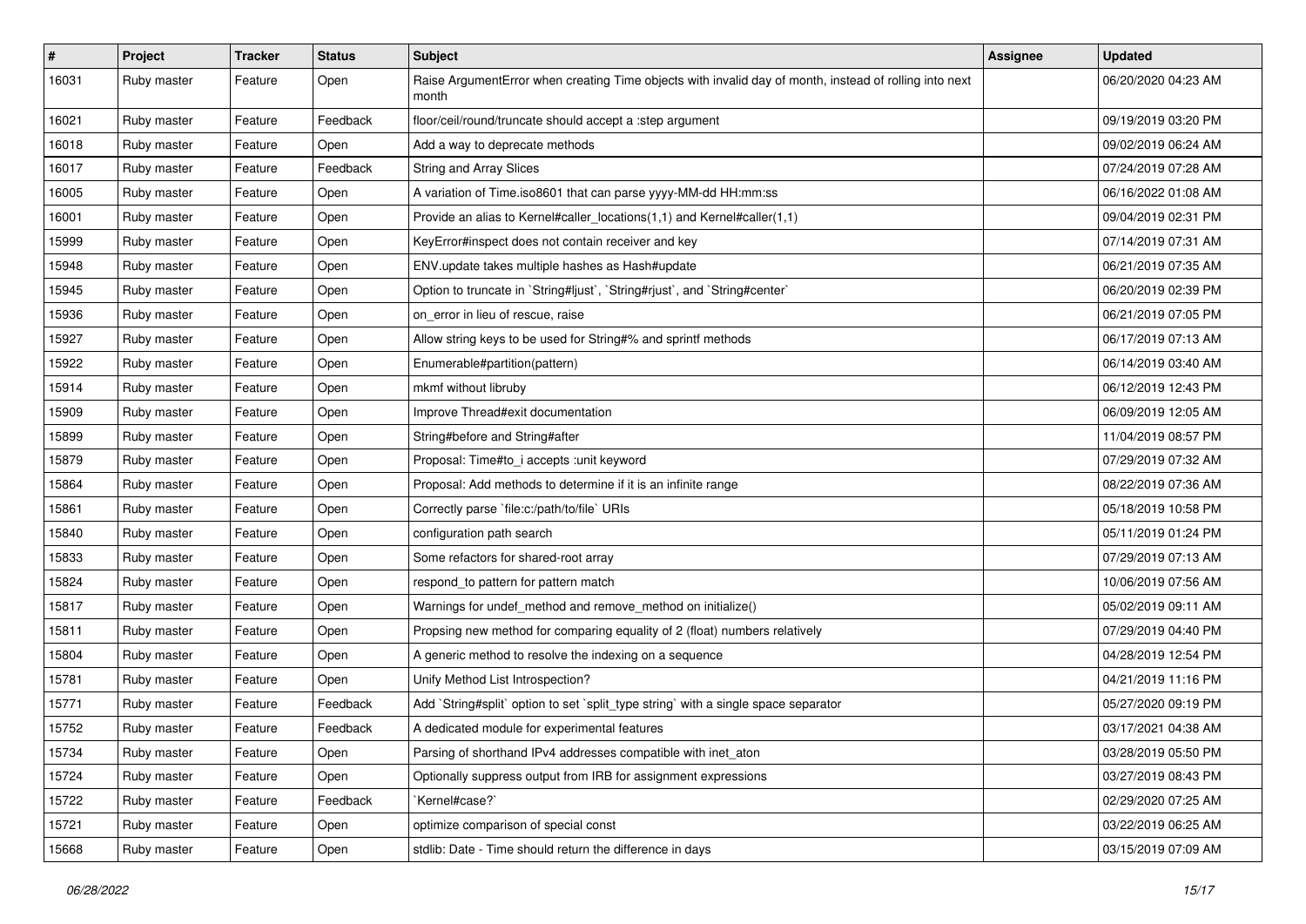| # | Project | Tracker | Status | Subject | Assignee | Updated |
|---|---|---|---|---|---|---|
| 16031 | Ruby master | Feature | Open | Raise ArgumentError when creating Time objects with invalid day of month, instead of rolling into next month | | 06/20/2020 04:23 AM |
| 16021 | Ruby master | Feature | Feedback | floor/ceil/round/truncate should accept a :step argument | | 09/19/2019 03:20 PM |
| 16018 | Ruby master | Feature | Open | Add a way to deprecate methods | | 09/02/2019 06:24 AM |
| 16017 | Ruby master | Feature | Feedback | String and Array Slices | | 07/24/2019 07:28 AM |
| 16005 | Ruby master | Feature | Open | A variation of Time.iso8601 that can parse yyyy-MM-dd HH:mm:ss | | 06/16/2022 01:08 AM |
| 16001 | Ruby master | Feature | Open | Provide an alias to Kernel#caller_locations(1,1) and Kernel#caller(1,1) | | 09/04/2019 02:31 PM |
| 15999 | Ruby master | Feature | Open | KeyError#inspect does not contain receiver and key | | 07/14/2019 07:31 AM |
| 15948 | Ruby master | Feature | Open | ENV.update takes multiple hashes as Hash#update | | 06/21/2019 07:35 AM |
| 15945 | Ruby master | Feature | Open | Option to truncate in `String#ljust`, `String#rjust`, and `String#center` | | 06/20/2019 02:39 PM |
| 15936 | Ruby master | Feature | Open | on_error in lieu of rescue, raise | | 06/21/2019 07:05 PM |
| 15927 | Ruby master | Feature | Open | Allow string keys to be used for String#% and sprintf methods | | 06/17/2019 07:13 AM |
| 15922 | Ruby master | Feature | Open | Enumerable#partition(pattern) | | 06/14/2019 03:40 AM |
| 15914 | Ruby master | Feature | Open | mkmf without libruby | | 06/12/2019 12:43 PM |
| 15909 | Ruby master | Feature | Open | Improve Thread#exit documentation | | 06/09/2019 12:05 AM |
| 15899 | Ruby master | Feature | Open | String#before and String#after | | 11/04/2019 08:57 PM |
| 15879 | Ruby master | Feature | Open | Proposal: Time#to_i accepts :unit keyword | | 07/29/2019 07:32 AM |
| 15864 | Ruby master | Feature | Open | Proposal: Add methods to determine if it is an infinite range | | 08/22/2019 07:36 AM |
| 15861 | Ruby master | Feature | Open | Correctly parse `file:c:/path/to/file` URIs | | 05/18/2019 10:58 PM |
| 15840 | Ruby master | Feature | Open | configuration path search | | 05/11/2019 01:24 PM |
| 15833 | Ruby master | Feature | Open | Some refactors for shared-root array | | 07/29/2019 07:13 AM |
| 15824 | Ruby master | Feature | Open | respond_to pattern for pattern match | | 10/06/2019 07:56 AM |
| 15817 | Ruby master | Feature | Open | Warnings for undef_method and remove_method on initialize() | | 05/02/2019 09:11 AM |
| 15811 | Ruby master | Feature | Open | Propsing new method for comparing equality of 2 (float) numbers relatively | | 07/29/2019 04:40 PM |
| 15804 | Ruby master | Feature | Open | A generic method to resolve the indexing on a sequence | | 04/28/2019 12:54 PM |
| 15781 | Ruby master | Feature | Open | Unify Method List Introspection? | | 04/21/2019 11:16 PM |
| 15771 | Ruby master | Feature | Feedback | Add `String#split` option to set `split_type string` with a single space separator | | 05/27/2020 09:19 PM |
| 15752 | Ruby master | Feature | Feedback | A dedicated module for experimental features | | 03/17/2021 04:38 AM |
| 15734 | Ruby master | Feature | Open | Parsing of shorthand IPv4 addresses compatible with inet_aton | | 03/28/2019 05:50 PM |
| 15724 | Ruby master | Feature | Open | Optionally suppress output from IRB for assignment expressions | | 03/27/2019 08:43 PM |
| 15722 | Ruby master | Feature | Feedback | `Kernel#case?` | | 02/29/2020 07:25 AM |
| 15721 | Ruby master | Feature | Open | optimize comparison of special const | | 03/22/2019 06:25 AM |
| 15668 | Ruby master | Feature | Open | stdlib: Date - Time should return the difference in days | | 03/15/2019 07:09 AM |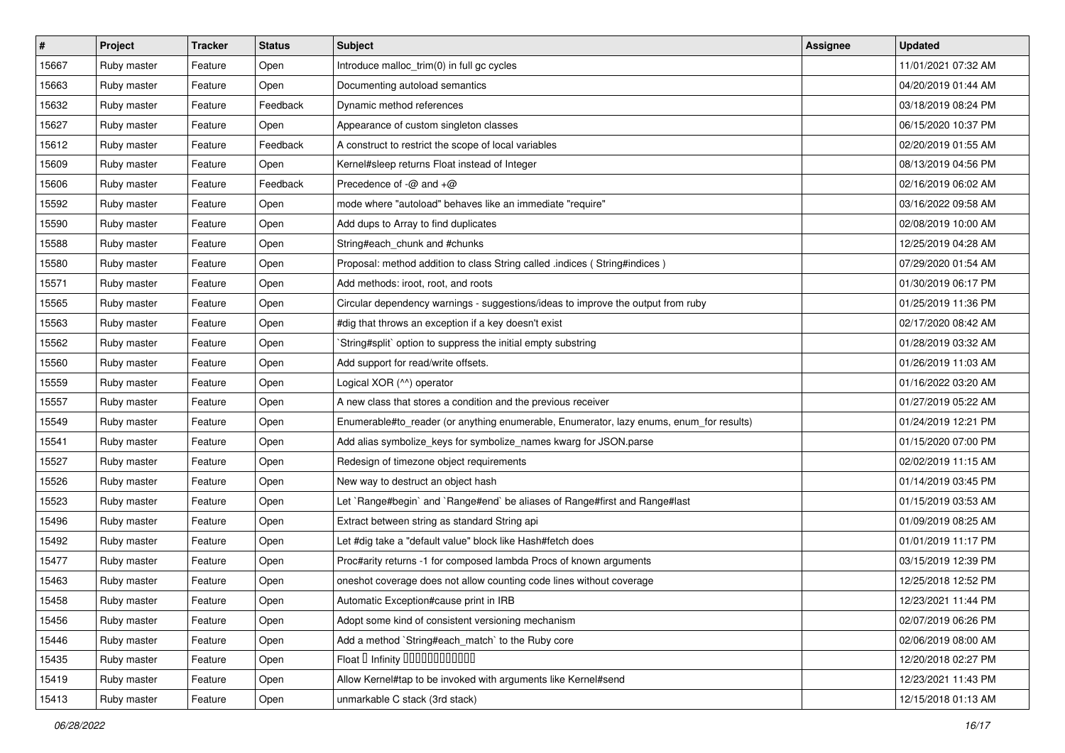| # | Project | Tracker | Status | Subject | Assignee | Updated |
|---|---|---|---|---|---|---|
| 15667 | Ruby master | Feature | Open | Introduce malloc_trim(0) in full gc cycles | | 11/01/2021 07:32 AM |
| 15663 | Ruby master | Feature | Open | Documenting autoload semantics | | 04/20/2019 01:44 AM |
| 15632 | Ruby master | Feature | Feedback | Dynamic method references | | 03/18/2019 08:24 PM |
| 15627 | Ruby master | Feature | Open | Appearance of custom singleton classes | | 06/15/2020 10:37 PM |
| 15612 | Ruby master | Feature | Feedback | A construct to restrict the scope of local variables | | 02/20/2019 01:55 AM |
| 15609 | Ruby master | Feature | Open | Kernel#sleep returns Float instead of Integer | | 08/13/2019 04:56 PM |
| 15606 | Ruby master | Feature | Feedback | Precedence of -@ and +@ | | 02/16/2019 06:02 AM |
| 15592 | Ruby master | Feature | Open | mode where "autoload" behaves like an immediate "require" | | 03/16/2022 09:58 AM |
| 15590 | Ruby master | Feature | Open | Add dups to Array to find duplicates | | 02/08/2019 10:00 AM |
| 15588 | Ruby master | Feature | Open | String#each_chunk and #chunks | | 12/25/2019 04:28 AM |
| 15580 | Ruby master | Feature | Open | Proposal: method addition to class String called .indices ( String#indices ) | | 07/29/2020 01:54 AM |
| 15571 | Ruby master | Feature | Open | Add methods: iroot, root, and roots | | 01/30/2019 06:17 PM |
| 15565 | Ruby master | Feature | Open | Circular dependency warnings - suggestions/ideas to improve the output from ruby | | 01/25/2019 11:36 PM |
| 15563 | Ruby master | Feature | Open | #dig that throws an exception if a key doesn't exist | | 02/17/2020 08:42 AM |
| 15562 | Ruby master | Feature | Open | `String#split` option to suppress the initial empty substring | | 01/28/2019 03:32 AM |
| 15560 | Ruby master | Feature | Open | Add support for read/write offsets. | | 01/26/2019 11:03 AM |
| 15559 | Ruby master | Feature | Open | Logical XOR (^^) operator | | 01/16/2022 03:20 AM |
| 15557 | Ruby master | Feature | Open | A new class that stores a condition and the previous receiver | | 01/27/2019 05:22 AM |
| 15549 | Ruby master | Feature | Open | Enumerable#to_reader (or anything enumerable, Enumerator, lazy enums, enum_for results) | | 01/24/2019 12:21 PM |
| 15541 | Ruby master | Feature | Open | Add alias symbolize_keys for symbolize_names kwarg for JSON.parse | | 01/15/2020 07:00 PM |
| 15527 | Ruby master | Feature | Open | Redesign of timezone object requirements | | 02/02/2019 11:15 AM |
| 15526 | Ruby master | Feature | Open | New way to destruct an object hash | | 01/14/2019 03:45 PM |
| 15523 | Ruby master | Feature | Open | Let `Range#begin` and `Range#end` be aliases of Range#first and Range#last | | 01/15/2019 03:53 AM |
| 15496 | Ruby master | Feature | Open | Extract between string as standard String api | | 01/09/2019 08:25 AM |
| 15492 | Ruby master | Feature | Open | Let #dig take a "default value" block like Hash#fetch does | | 01/01/2019 11:17 PM |
| 15477 | Ruby master | Feature | Open | Proc#arity returns -1 for composed lambda Procs of known arguments | | 03/15/2019 12:39 PM |
| 15463 | Ruby master | Feature | Open | oneshot coverage does not allow counting code lines without coverage | | 12/25/2018 12:52 PM |
| 15458 | Ruby master | Feature | Open | Automatic Exception#cause print in IRB | | 12/23/2021 11:44 PM |
| 15456 | Ruby master | Feature | Open | Adopt some kind of consistent versioning mechanism | | 02/07/2019 06:26 PM |
| 15446 | Ruby master | Feature | Open | Add a method `String#each_match` to the Ruby core | | 02/06/2019 08:00 AM |
| 15435 | Ruby master | Feature | Open | Float □ Infinity □□□□□□□□□□□□ | | 12/20/2018 02:27 PM |
| 15419 | Ruby master | Feature | Open | Allow Kernel#tap to be invoked with arguments like Kernel#send | | 12/23/2021 11:43 PM |
| 15413 | Ruby master | Feature | Open | unmarkable C stack (3rd stack) | | 12/15/2018 01:13 AM |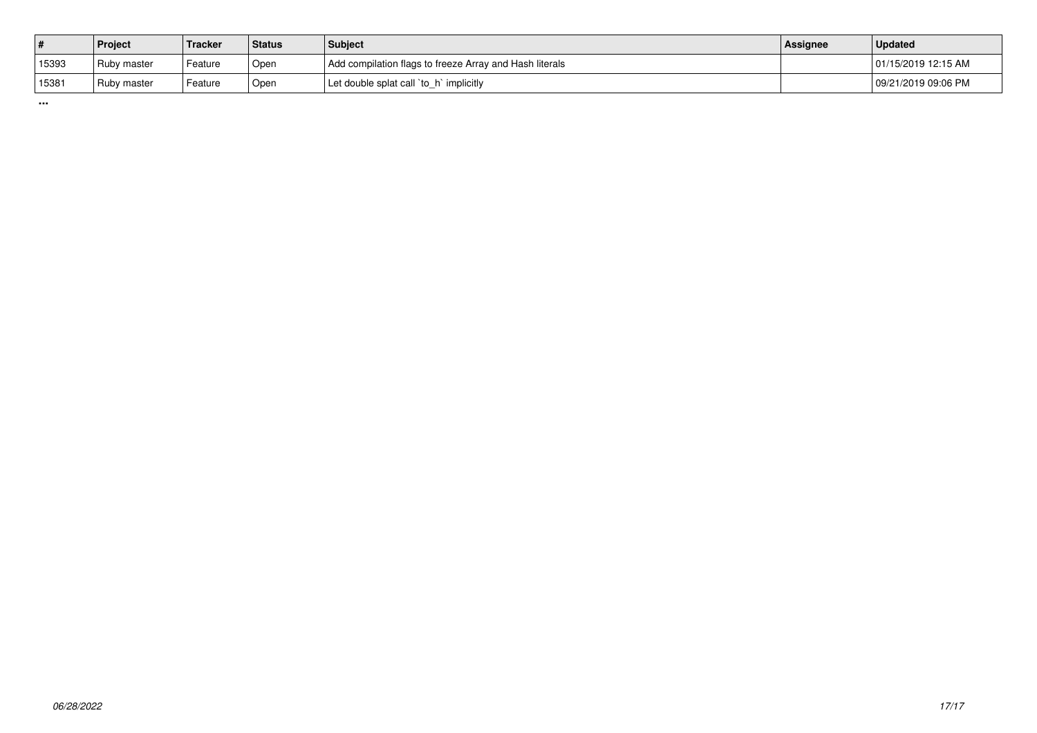| # | Project | Tracker | Status | Subject | Assignee | Updated |
|---|---|---|---|---|---|---|
| 15393 | Ruby master | Feature | Open | Add compilation flags to freeze Array and Hash literals | | 01/15/2019 12:15 AM |
| 15381 | Ruby master | Feature | Open | Let double splat call `to_h` implicitly | | 09/21/2019 09:06 PM |

...